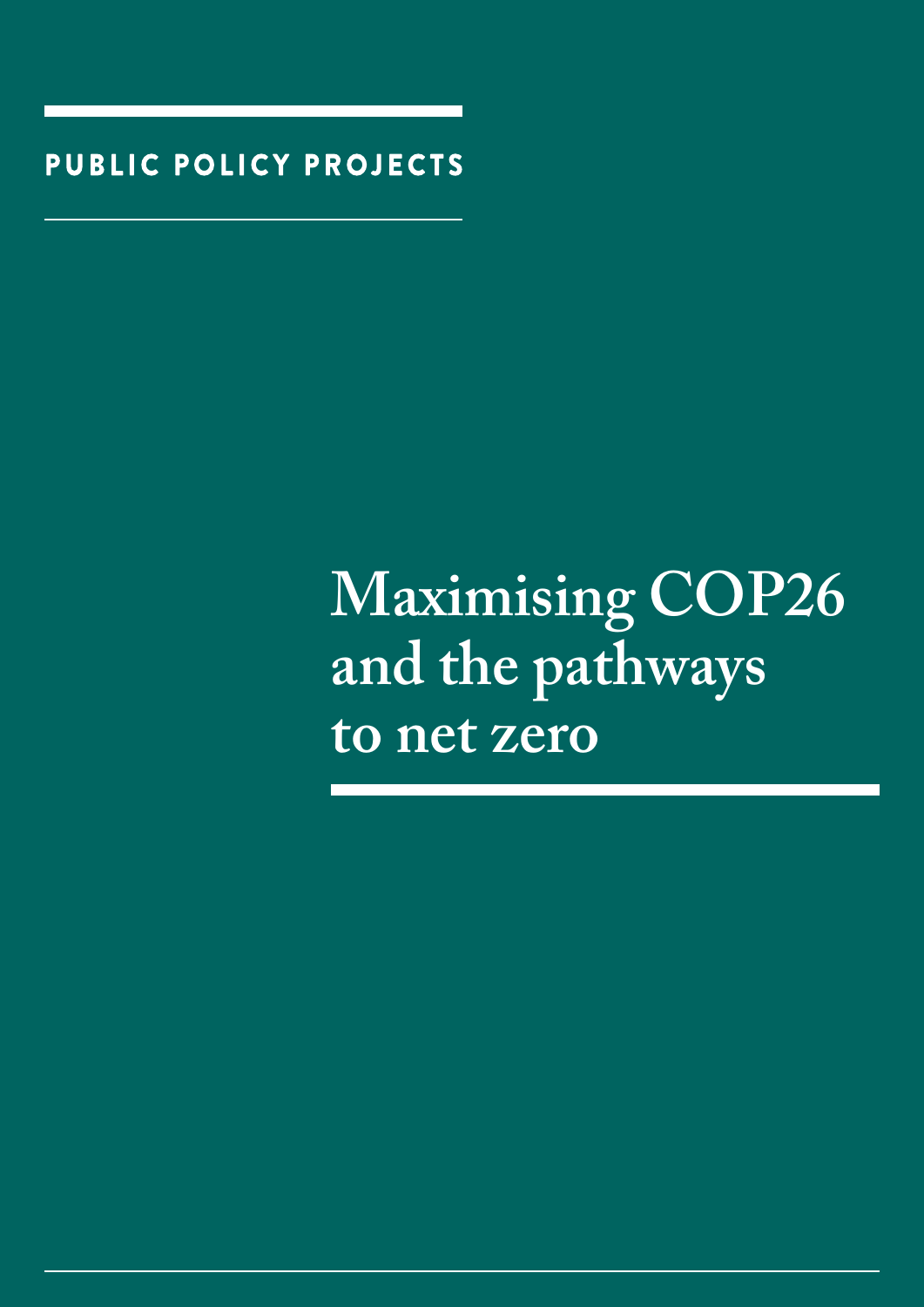**PUBLIC POLICY PROJECTS**

# Maximising COP26 and the pathways to net zero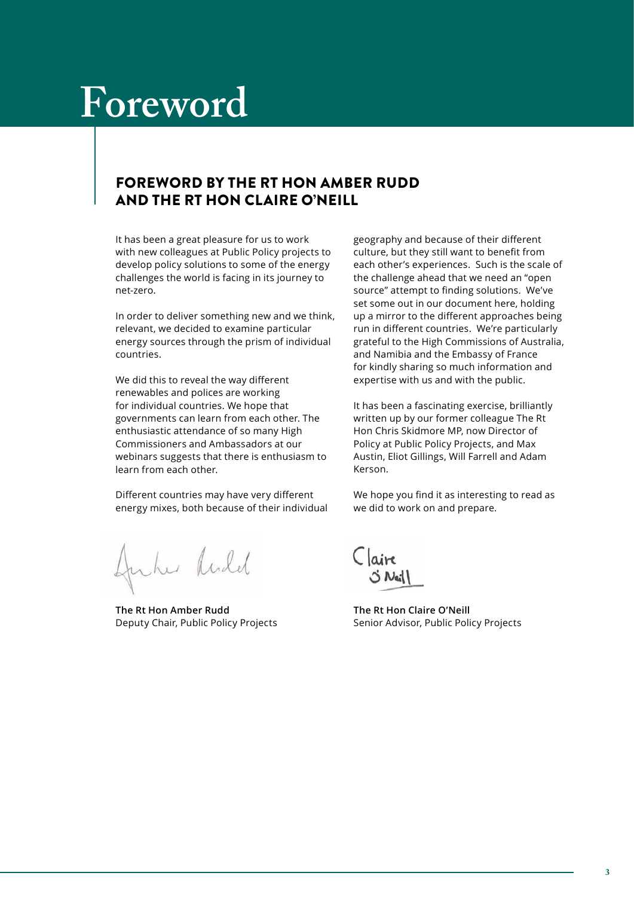# Foreword

## FOREWORD BY THE RT HON AMBER RUDD AND THE RT HON CLAIRE O'NEILL

It has been a great pleasure for us to work with new colleagues at Public Policy projects to develop policy solutions to some of the energy challenges the world is facing in its journey to net-zero.

In order to deliver something new and we think, relevant, we decided to examine particular energy sources through the prism of individual countries.

We did this to reveal the way different renewables and polices are working for individual countries. We hope that governments can learn from each other. The enthusiastic attendance of so many High Commissioners and Ambassadors at our webinars suggests that there is enthusiasm to learn from each other.

Different countries may have very different energy mixes, both because of their individual geography and because of their different culture, but they still want to benefit from each other's experiences. Such is the scale of the challenge ahead that we need an "open source" attempt to finding solutions. We've set some out in our document here, holding up a mirror to the different approaches being run in different countries. We're particularly grateful to the High Commissions of Australia, and Namibia and the Embassy of France for kindly sharing so much information and expertise with us and with the public.

It has been a fascinating exercise, brilliantly written up by our former colleague The Rt Hon Chris Skidmore MP, now Director of Policy at Public Policy Projects, and Max Austin, Eliot Gillings, Will Farrell and Adam Kerson.

We hope you find it as interesting to read as we did to work on and prepare.

**The Rt Hon Amber Rudd**
Deputy Chair, Public Policy Projects

**The Rt Hon Claire O'Neill**
Senior Advisor, Public Policy Projects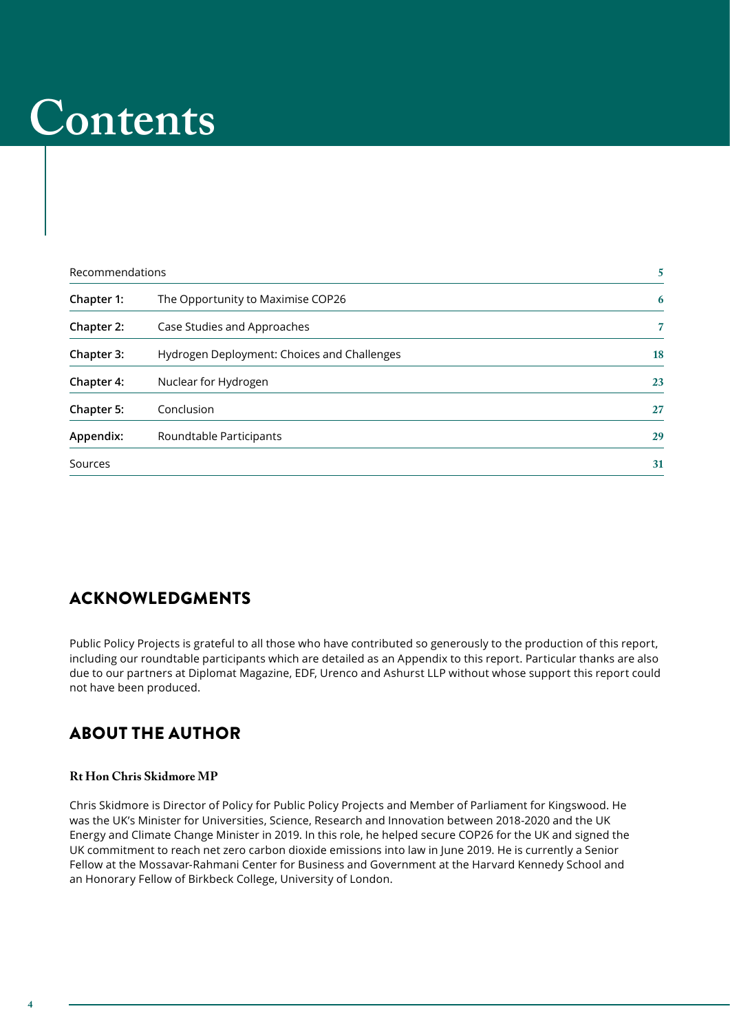# Contents

| | | |
|---|---|---|
| Recommendations | | 5 |
| **Chapter 1:** | The Opportunity to Maximise COP26 | 6 |
| **Chapter 2:** | Case Studies and Approaches | 7 |
| **Chapter 3:** | Hydrogen Deployment: Choices and Challenges | 18 |
| **Chapter 4:** | Nuclear for Hydrogen | 23 |
| **Chapter 5:** | Conclusion | 27 |
| **Appendix:** | Roundtable Participants | 29 |
| Sources | | 31 |

## ACKNOWLEDGMENTS

Public Policy Projects is grateful to all those who have contributed so generously to the production of this report, including our roundtable participants which are detailed as an Appendix to this report. Particular thanks are also due to our partners at Diplomat Magazine, EDF, Urenco and Ashurst LLP without whose support this report could not have been produced.

## ABOUT THE AUTHOR

### Rt Hon Chris Skidmore MP

Chris Skidmore is Director of Policy for Public Policy Projects and Member of Parliament for Kingswood. He was the UK's Minister for Universities, Science, Research and Innovation between 2018-2020 and the UK Energy and Climate Change Minister in 2019. In this role, he helped secure COP26 for the UK and signed the UK commitment to reach net zero carbon dioxide emissions into law in June 2019. He is currently a Senior Fellow at the Mossavar-Rahmani Center for Business and Government at the Harvard Kennedy School and an Honorary Fellow of Birkbeck College, University of London.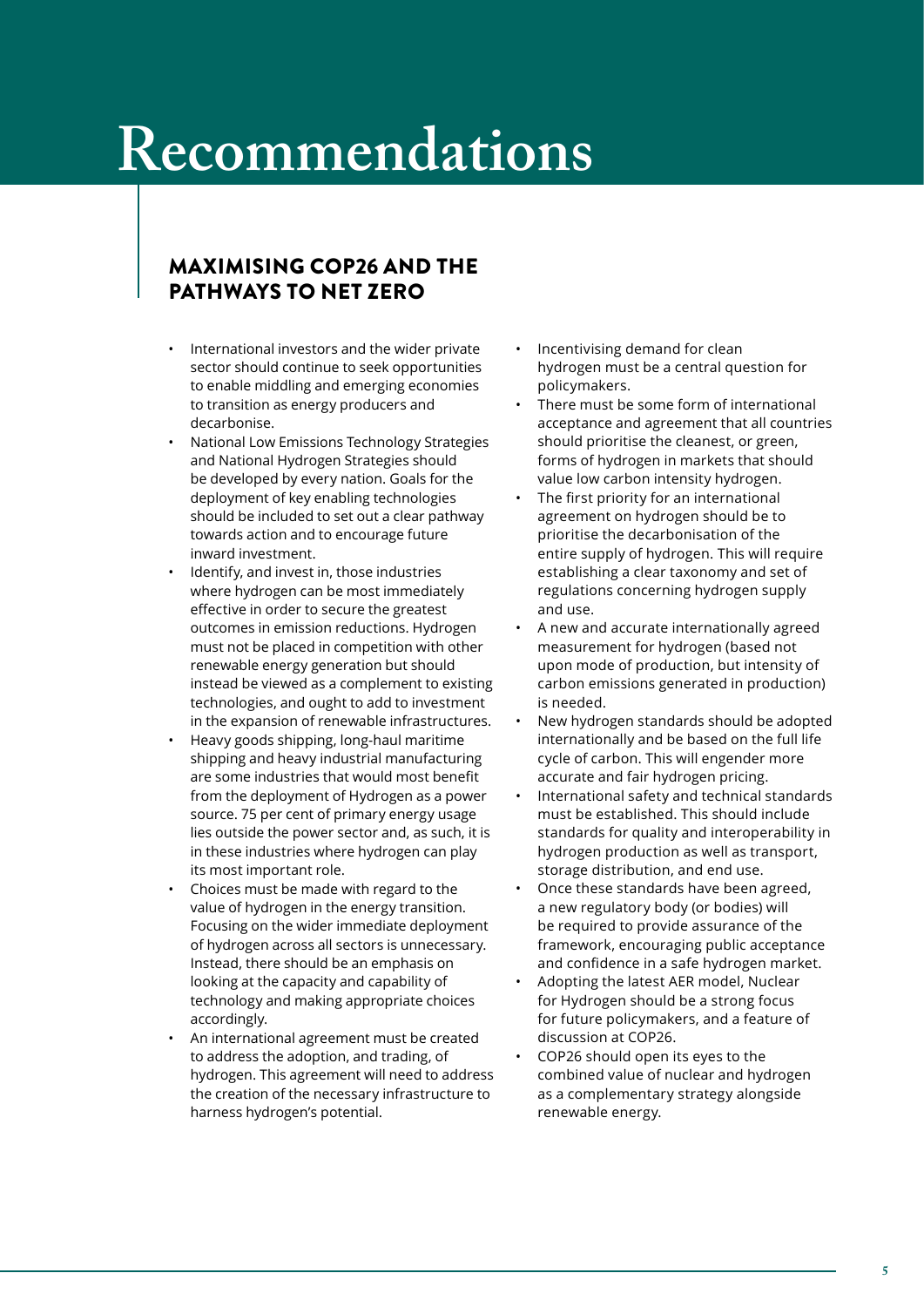# Recommendations

## MAXIMISING COP26 AND THE PATHWAYS TO NET ZERO

- International investors and the wider private sector should continue to seek opportunities to enable middling and emerging economies to transition as energy producers and decarbonise.
- National Low Emissions Technology Strategies and National Hydrogen Strategies should be developed by every nation. Goals for the deployment of key enabling technologies should be included to set out a clear pathway towards action and to encourage future inward investment.
- Identify, and invest in, those industries where hydrogen can be most immediately effective in order to secure the greatest outcomes in emission reductions. Hydrogen must not be placed in competition with other renewable energy generation but should instead be viewed as a complement to existing technologies, and ought to add to investment in the expansion of renewable infrastructures.
- Heavy goods shipping, long-haul maritime shipping and heavy industrial manufacturing are some industries that would most benefit from the deployment of Hydrogen as a power source. 75 per cent of primary energy usage lies outside the power sector and, as such, it is in these industries where hydrogen can play its most important role.
- Choices must be made with regard to the value of hydrogen in the energy transition. Focusing on the wider immediate deployment of hydrogen across all sectors is unnecessary. Instead, there should be an emphasis on looking at the capacity and capability of technology and making appropriate choices accordingly.
- An international agreement must be created to address the adoption, and trading, of hydrogen. This agreement will need to address the creation of the necessary infrastructure to harness hydrogen's potential.
- Incentivising demand for clean hydrogen must be a central question for policymakers.
- There must be some form of international acceptance and agreement that all countries should prioritise the cleanest, or green, forms of hydrogen in markets that should value low carbon intensity hydrogen.
- The first priority for an international agreement on hydrogen should be to prioritise the decarbonisation of the entire supply of hydrogen. This will require establishing a clear taxonomy and set of regulations concerning hydrogen supply and use.
- A new and accurate internationally agreed measurement for hydrogen (based not upon mode of production, but intensity of carbon emissions generated in production) is needed.
- New hydrogen standards should be adopted internationally and be based on the full life cycle of carbon. This will engender more accurate and fair hydrogen pricing.
- International safety and technical standards must be established. This should include standards for quality and interoperability in hydrogen production as well as transport, storage distribution, and end use.
- Once these standards have been agreed, a new regulatory body (or bodies) will be required to provide assurance of the framework, encouraging public acceptance and confidence in a safe hydrogen market.
- Adopting the latest AER model, Nuclear for Hydrogen should be a strong focus for future policymakers, and a feature of discussion at COP26.
- COP26 should open its eyes to the combined value of nuclear and hydrogen as a complementary strategy alongside renewable energy.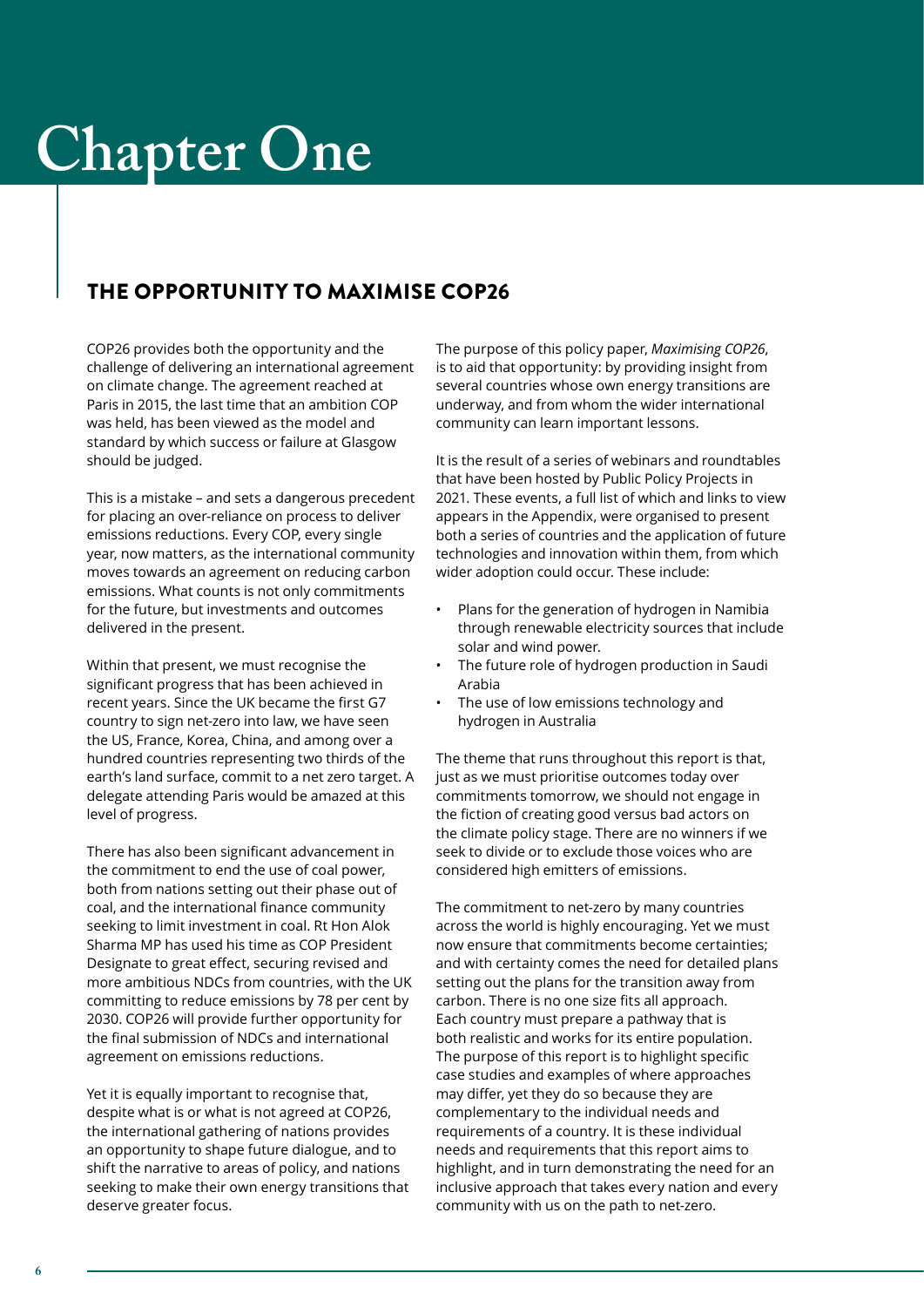# Chapter One

## THE OPPORTUNITY TO MAXIMISE COP26

COP26 provides both the opportunity and the challenge of delivering an international agreement on climate change. The agreement reached at Paris in 2015, the last time that an ambition COP was held, has been viewed as the model and standard by which success or failure at Glasgow should be judged.

This is a mistake – and sets a dangerous precedent for placing an over-reliance on process to deliver emissions reductions. Every COP, every single year, now matters, as the international community moves towards an agreement on reducing carbon emissions. What counts is not only commitments for the future, but investments and outcomes delivered in the present.

Within that present, we must recognise the significant progress that has been achieved in recent years. Since the UK became the first G7 country to sign net-zero into law, we have seen the US, France, Korea, China, and among over a hundred countries representing two thirds of the earth's land surface, commit to a net zero target. A delegate attending Paris would be amazed at this level of progress.

There has also been significant advancement in the commitment to end the use of coal power, both from nations setting out their phase out of coal, and the international finance community seeking to limit investment in coal. Rt Hon Alok Sharma MP has used his time as COP President Designate to great effect, securing revised and more ambitious NDCs from countries, with the UK committing to reduce emissions by 78 per cent by 2030. COP26 will provide further opportunity for the final submission of NDCs and international agreement on emissions reductions.

Yet it is equally important to recognise that, despite what is or what is not agreed at COP26, the international gathering of nations provides an opportunity to shape future dialogue, and to shift the narrative to areas of policy, and nations seeking to make their own energy transitions that deserve greater focus.

The purpose of this policy paper, *Maximising COP26*, is to aid that opportunity: by providing insight from several countries whose own energy transitions are underway, and from whom the wider international community can learn important lessons.

It is the result of a series of webinars and roundtables that have been hosted by Public Policy Projects in 2021. These events, a full list of which and links to view appears in the Appendix, were organised to present both a series of countries and the application of future technologies and innovation within them, from which wider adoption could occur. These include:

- Plans for the generation of hydrogen in Namibia through renewable electricity sources that include solar and wind power.
- The future role of hydrogen production in Saudi Arabia
- The use of low emissions technology and hydrogen in Australia

The theme that runs throughout this report is that, just as we must prioritise outcomes today over commitments tomorrow, we should not engage in the fiction of creating good versus bad actors on the climate policy stage. There are no winners if we seek to divide or to exclude those voices who are considered high emitters of emissions.

The commitment to net-zero by many countries across the world is highly encouraging. Yet we must now ensure that commitments become certainties; and with certainty comes the need for detailed plans setting out the plans for the transition away from carbon. There is no one size fits all approach. Each country must prepare a pathway that is both realistic and works for its entire population. The purpose of this report is to highlight specific case studies and examples of where approaches may differ, yet they do so because they are complementary to the individual needs and requirements of a country. It is these individual needs and requirements that this report aims to highlight, and in turn demonstrating the need for an inclusive approach that takes every nation and every community with us on the path to net-zero.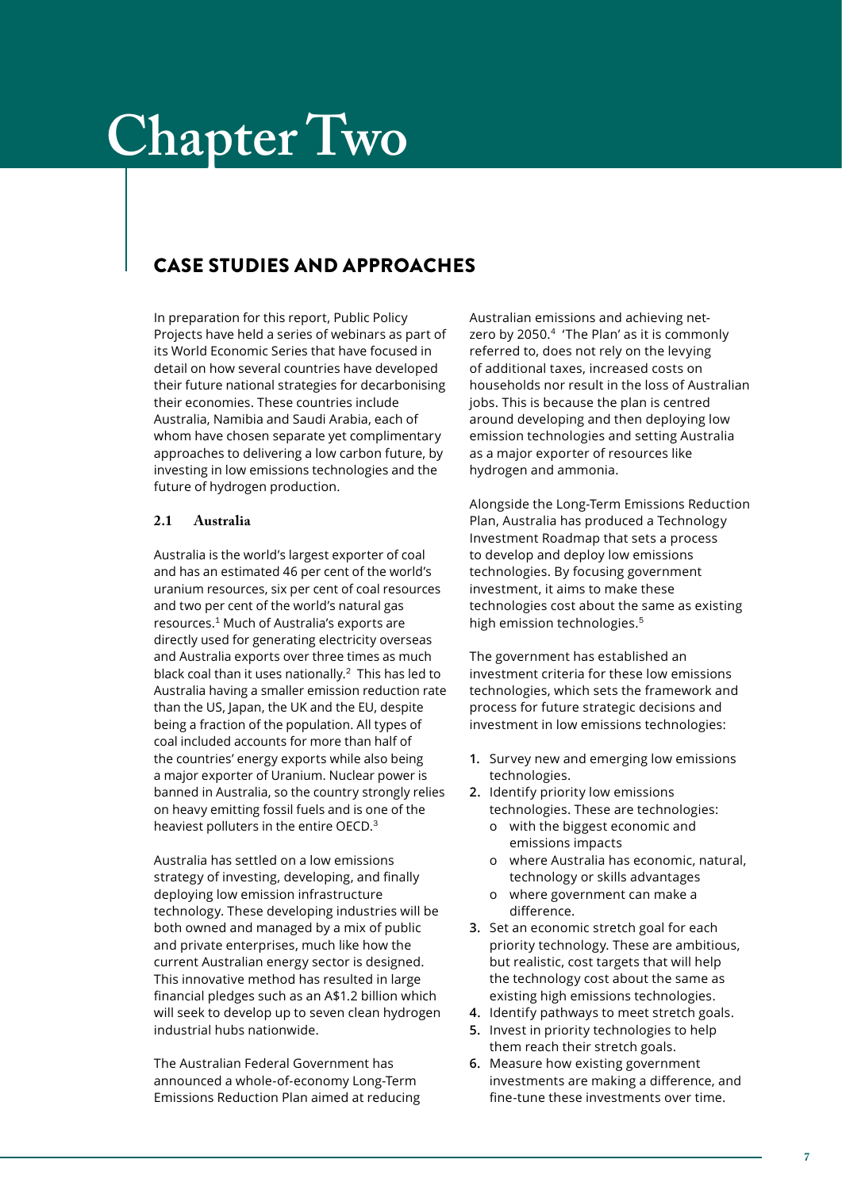# Chapter Two

## CASE STUDIES AND APPROACHES

In preparation for this report, Public Policy Projects have held a series of webinars as part of its World Economic Series that have focused in detail on how several countries have developed their future national strategies for decarbonising their economies. These countries include Australia, Namibia and Saudi Arabia, each of whom have chosen separate yet complimentary approaches to delivering a low carbon future, by investing in low emissions technologies and the future of hydrogen production.

### 2.1 Australia

Australia is the world's largest exporter of coal and has an estimated 46 per cent of the world's uranium resources, six per cent of coal resources and two per cent of the world's natural gas resources.[1] Much of Australia's exports are directly used for generating electricity overseas and Australia exports over three times as much black coal than it uses nationally.[2] This has led to Australia having a smaller emission reduction rate than the US, Japan, the UK and the EU, despite being a fraction of the population. All types of coal included accounts for more than half of the countries' energy exports while also being a major exporter of Uranium. Nuclear power is banned in Australia, so the country strongly relies on heavy emitting fossil fuels and is one of the heaviest polluters in the entire OECD.[3]

Australia has settled on a low emissions strategy of investing, developing, and finally deploying low emission infrastructure technology. These developing industries will be both owned and managed by a mix of public and private enterprises, much like how the current Australian energy sector is designed. This innovative method has resulted in large financial pledges such as an A$1.2 billion which will seek to develop up to seven clean hydrogen industrial hubs nationwide.

The Australian Federal Government has announced a whole-of-economy Long-Term Emissions Reduction Plan aimed at reducing Australian emissions and achieving net-zero by 2050.[4] 'The Plan' as it is commonly referred to, does not rely on the levying of additional taxes, increased costs on households nor result in the loss of Australian jobs. This is because the plan is centred around developing and then deploying low emission technologies and setting Australia as a major exporter of resources like hydrogen and ammonia.

Alongside the Long-Term Emissions Reduction Plan, Australia has produced a Technology Investment Roadmap that sets a process to develop and deploy low emissions technologies. By focusing government investment, it aims to make these technologies cost about the same as existing high emission technologies.[5]

The government has established an investment criteria for these low emissions technologies, which sets the framework and process for future strategic decisions and investment in low emissions technologies:

1. Survey new and emerging low emissions technologies.
2. Identify priority low emissions technologies. These are technologies:
   - with the biggest economic and emissions impacts
   - where Australia has economic, natural, technology or skills advantages
   - where government can make a difference.
3. Set an economic stretch goal for each priority technology. These are ambitious, but realistic, cost targets that will help the technology cost about the same as existing high emissions technologies.
4. Identify pathways to meet stretch goals.
5. Invest in priority technologies to help them reach their stretch goals.
6. Measure how existing government investments are making a difference, and fine-tune these investments over time.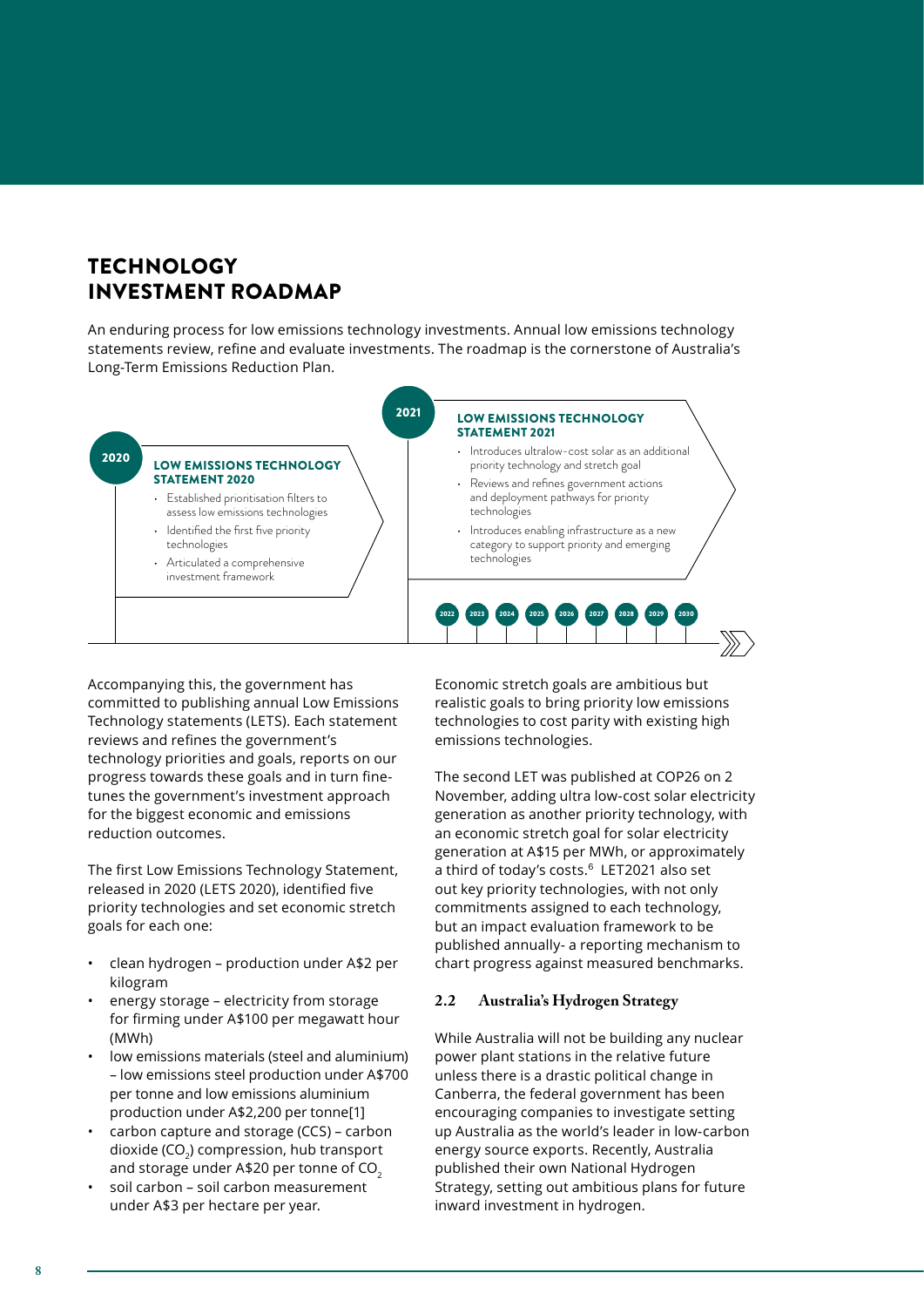# TECHNOLOGY INVESTMENT ROADMAP

An enduring process for low emissions technology investments. Annual low emissions technology statements review, refine and evaluate investments. The roadmap is the cornerstone of Australia's Long-Term Emissions Reduction Plan.

**2020**

**LOW EMISSIONS TECHNOLOGY STATEMENT 2020**

- Established prioritisation filters to assess low emissions technologies
- Identified the first five priority technologies
- Articulated a comprehensive investment framework

**2021**

**LOW EMISSIONS TECHNOLOGY STATEMENT 2021**

- Introduces ultralow-cost solar as an additional priority technology and stretch goal
- Reviews and refines government actions and deployment pathways for priority technologies
- Introduces enabling infrastructure as a new category to support priority and emerging technologies

2022 2023 2024 2025 2026 2027 2028 2029 2030

Accompanying this, the government has committed to publishing annual Low Emissions Technology statements (LETS). Each statement reviews and refines the government's technology priorities and goals, reports on our progress towards these goals and in turn fine-tunes the government's investment approach for the biggest economic and emissions reduction outcomes.

The first Low Emissions Technology Statement, released in 2020 (LETS 2020), identified five priority technologies and set economic stretch goals for each one:

- clean hydrogen – production under A$2 per kilogram
- energy storage – electricity from storage for firming under A$100 per megawatt hour (MWh)
- low emissions materials (steel and aluminium) – low emissions steel production under A$700 per tonne and low emissions aluminium production under A$2,200 per tonne[1]
- carbon capture and storage (CCS) – carbon dioxide ($CO_2$) compression, hub transport and storage under A$20 per tonne of $CO_2$
- soil carbon – soil carbon measurement under A$3 per hectare per year.

Economic stretch goals are ambitious but realistic goals to bring priority low emissions technologies to cost parity with existing high emissions technologies.

The second LET was published at COP26 on 2 November, adding ultra low-cost solar electricity generation as another priority technology, with an economic stretch goal for solar electricity generation at A$15 per MWh, or approximately a third of today's costs.[6] LET2021 also set out key priority technologies, with not only commitments assigned to each technology, but an impact evaluation framework to be published annually- a reporting mechanism to chart progress against measured benchmarks.

### 2.2 Australia's Hydrogen Strategy

While Australia will not be building any nuclear power plant stations in the relative future unless there is a drastic political change in Canberra, the federal government has been encouraging companies to investigate setting up Australia as the world's leader in low-carbon energy source exports. Recently, Australia published their own National Hydrogen Strategy, setting out ambitious plans for future inward investment in hydrogen.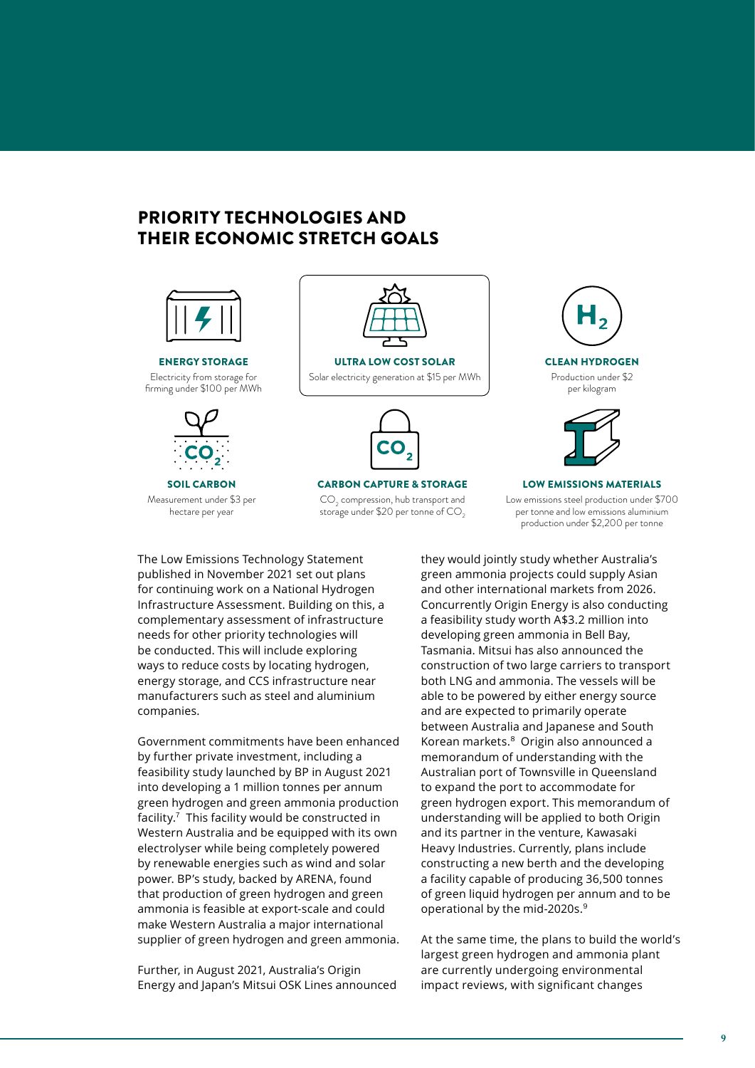## PRIORITY TECHNOLOGIES AND THEIR ECONOMIC STRETCH GOALS

**ENERGY STORAGE**
Electricity from storage for firming under $100 per MWh

**ULTRA LOW COST SOLAR**
Solar electricity generation at $15 per MWh

**CLEAN HYDROGEN**
Production under $2 per kilogram

**SOIL CARBON**
Measurement under $3 per hectare per year

**CARBON CAPTURE & STORAGE**
$CO_2$ compression, hub transport and storage under $20 per tonne of $CO_2$

**LOW EMISSIONS MATERIALS**
Low emissions steel production under $700 per tonne and low emissions aluminium production under $2,200 per tonne

The Low Emissions Technology Statement published in November 2021 set out plans for continuing work on a National Hydrogen Infrastructure Assessment. Building on this, a complementary assessment of infrastructure needs for other priority technologies will be conducted. This will include exploring ways to reduce costs by locating hydrogen, energy storage, and CCS infrastructure near manufacturers such as steel and aluminium companies.

Government commitments have been enhanced by further private investment, including a feasibility study launched by BP in August 2021 into developing a 1 million tonnes per annum green hydrogen and green ammonia production facility.[7] This facility would be constructed in Western Australia and be equipped with its own electrolyser while being completely powered by renewable energies such as wind and solar power. BP's study, backed by ARENA, found that production of green hydrogen and green ammonia is feasible at export-scale and could make Western Australia a major international supplier of green hydrogen and green ammonia.

Further, in August 2021, Australia's Origin Energy and Japan's Mitsui OSK Lines announced they would jointly study whether Australia's green ammonia projects could supply Asian and other international markets from 2026. Concurrently Origin Energy is also conducting a feasibility study worth A$3.2 million into developing green ammonia in Bell Bay, Tasmania. Mitsui has also announced the construction of two large carriers to transport both LNG and ammonia. The vessels will be able to be powered by either energy source and are expected to primarily operate between Australia and Japanese and South Korean markets.[8] Origin also announced a memorandum of understanding with the Australian port of Townsville in Queensland to expand the port to accommodate for green hydrogen export. This memorandum of understanding will be applied to both Origin and its partner in the venture, Kawasaki Heavy Industries. Currently, plans include constructing a new berth and the developing a facility capable of producing 36,500 tonnes of green liquid hydrogen per annum and to be operational by the mid-2020s.[9]

At the same time, the plans to build the world's largest green hydrogen and ammonia plant are currently undergoing environmental impact reviews, with significant changes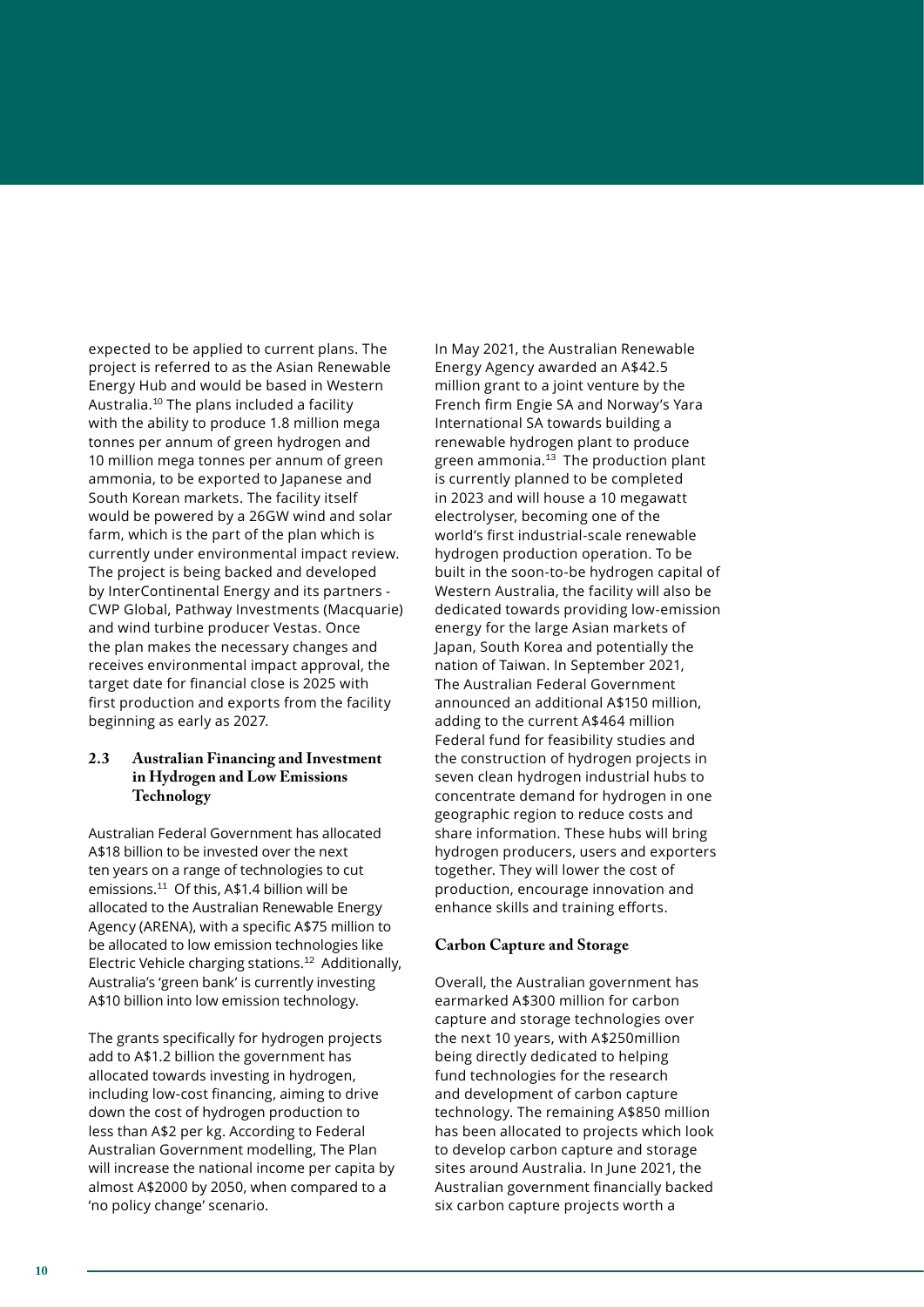expected to be applied to current plans. The project is referred to as the Asian Renewable Energy Hub and would be based in Western Australia.[10] The plans included a facility with the ability to produce 1.8 million mega tonnes per annum of green hydrogen and 10 million mega tonnes per annum of green ammonia, to be exported to Japanese and South Korean markets. The facility itself would be powered by a 26GW wind and solar farm, which is the part of the plan which is currently under environmental impact review. The project is being backed and developed by InterContinental Energy and its partners - CWP Global, Pathway Investments (Macquarie) and wind turbine producer Vestas. Once the plan makes the necessary changes and receives environmental impact approval, the target date for financial close is 2025 with first production and exports from the facility beginning as early as 2027.

### 2.3 Australian Financing and Investment in Hydrogen and Low Emissions Technology

Australian Federal Government has allocated A$18 billion to be invested over the next ten years on a range of technologies to cut emissions.[11] Of this, A$1.4 billion will be allocated to the Australian Renewable Energy Agency (ARENA), with a specific A$75 million to be allocated to low emission technologies like Electric Vehicle charging stations.[12] Additionally, Australia's 'green bank' is currently investing A$10 billion into low emission technology.

The grants specifically for hydrogen projects add to A$1.2 billion the government has allocated towards investing in hydrogen, including low-cost financing, aiming to drive down the cost of hydrogen production to less than A$2 per kg. According to Federal Australian Government modelling, The Plan will increase the national income per capita by almost A$2000 by 2050, when compared to a 'no policy change' scenario.

In May 2021, the Australian Renewable Energy Agency awarded an A$42.5 million grant to a joint venture by the French firm Engie SA and Norway's Yara International SA towards building a renewable hydrogen plant to produce green ammonia.[13] The production plant is currently planned to be completed in 2023 and will house a 10 megawatt electrolyser, becoming one of the world's first industrial-scale renewable hydrogen production operation. To be built in the soon-to-be hydrogen capital of Western Australia, the facility will also be dedicated towards providing low-emission energy for the large Asian markets of Japan, South Korea and potentially the nation of Taiwan. In September 2021, The Australian Federal Government announced an additional A$150 million, adding to the current A$464 million Federal fund for feasibility studies and the construction of hydrogen projects in seven clean hydrogen industrial hubs to concentrate demand for hydrogen in one geographic region to reduce costs and share information. These hubs will bring hydrogen producers, users and exporters together. They will lower the cost of production, encourage innovation and enhance skills and training efforts.

#### Carbon Capture and Storage

Overall, the Australian government has earmarked A$300 million for carbon capture and storage technologies over the next 10 years, with A$250million being directly dedicated to helping fund technologies for the research and development of carbon capture technology. The remaining A$850 million has been allocated to projects which look to develop carbon capture and storage sites around Australia. In June 2021, the Australian government financially backed six carbon capture projects worth a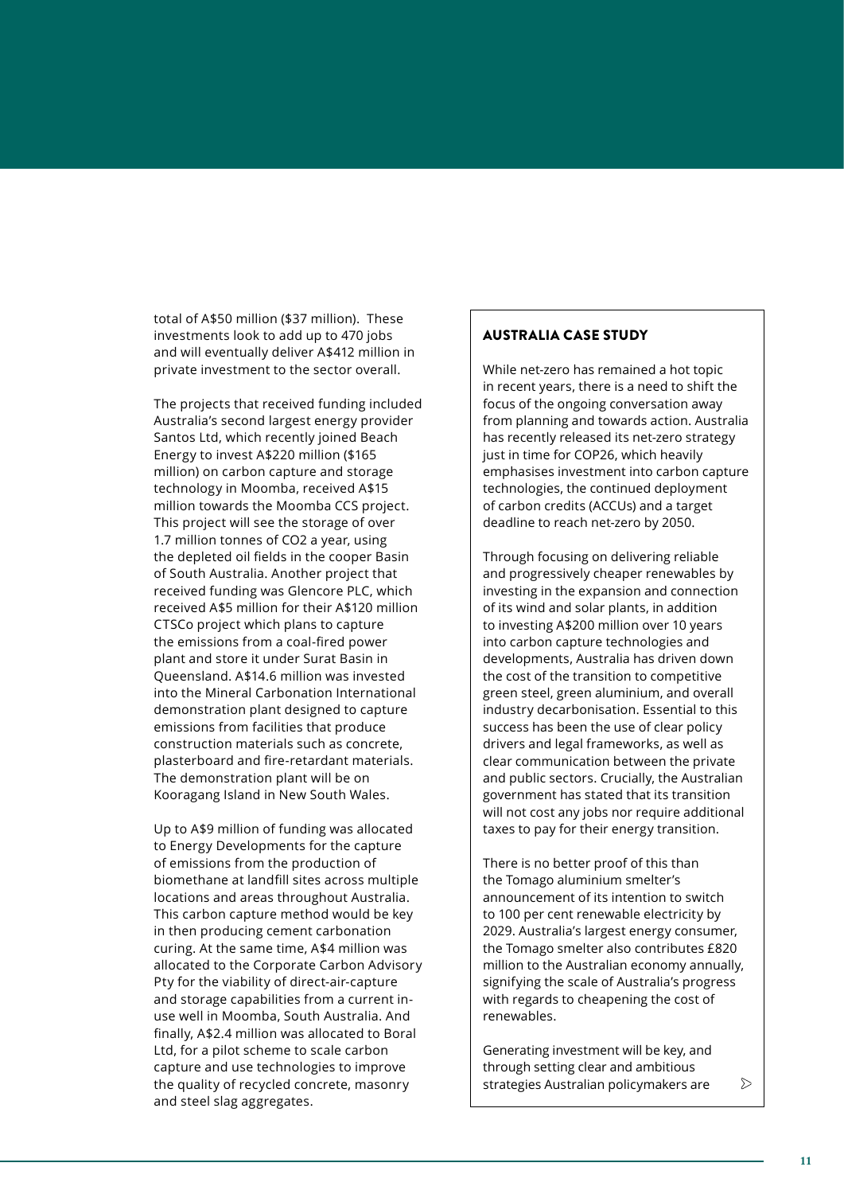total of A$50 million ($37 million). These investments look to add up to 470 jobs and will eventually deliver A$412 million in private investment to the sector overall.

The projects that received funding included Australia's second largest energy provider Santos Ltd, which recently joined Beach Energy to invest A$220 million ($165 million) on carbon capture and storage technology in Moomba, received A$15 million towards the Moomba CCS project. This project will see the storage of over 1.7 million tonnes of CO2 a year, using the depleted oil fields in the cooper Basin of South Australia. Another project that received funding was Glencore PLC, which received A$5 million for their A$120 million CTSCo project which plans to capture the emissions from a coal-fired power plant and store it under Surat Basin in Queensland. A$14.6 million was invested into the Mineral Carbonation International demonstration plant designed to capture emissions from facilities that produce construction materials such as concrete, plasterboard and fire-retardant materials. The demonstration plant will be on Kooragang Island in New South Wales.

Up to A$9 million of funding was allocated to Energy Developments for the capture of emissions from the production of biomethane at landfill sites across multiple locations and areas throughout Australia. This carbon capture method would be key in then producing cement carbonation curing. At the same time, A$4 million was allocated to the Corporate Carbon Advisory Pty for the viability of direct-air-capture and storage capabilities from a current in-use well in Moomba, South Australia. And finally, A$2.4 million was allocated to Boral Ltd, for a pilot scheme to scale carbon capture and use technologies to improve the quality of recycled concrete, masonry and steel slag aggregates.

## AUSTRALIA CASE STUDY

While net-zero has remained a hot topic in recent years, there is a need to shift the focus of the ongoing conversation away from planning and towards action. Australia has recently released its net-zero strategy just in time for COP26, which heavily emphasises investment into carbon capture technologies, the continued deployment of carbon credits (ACCUs) and a target deadline to reach net-zero by 2050.

Through focusing on delivering reliable and progressively cheaper renewables by investing in the expansion and connection of its wind and solar plants, in addition to investing A$200 million over 10 years into carbon capture technologies and developments, Australia has driven down the cost of the transition to competitive green steel, green aluminium, and overall industry decarbonisation. Essential to this success has been the use of clear policy drivers and legal frameworks, as well as clear communication between the private and public sectors. Crucially, the Australian government has stated that its transition will not cost any jobs nor require additional taxes to pay for their energy transition.

There is no better proof of this than the Tomago aluminium smelter's announcement of its intention to switch to 100 per cent renewable electricity by 2029. Australia's largest energy consumer, the Tomago smelter also contributes £820 million to the Australian economy annually, signifying the scale of Australia's progress with regards to cheapening the cost of renewables.

Generating investment will be key, and through setting clear and ambitious strategies Australian policymakers are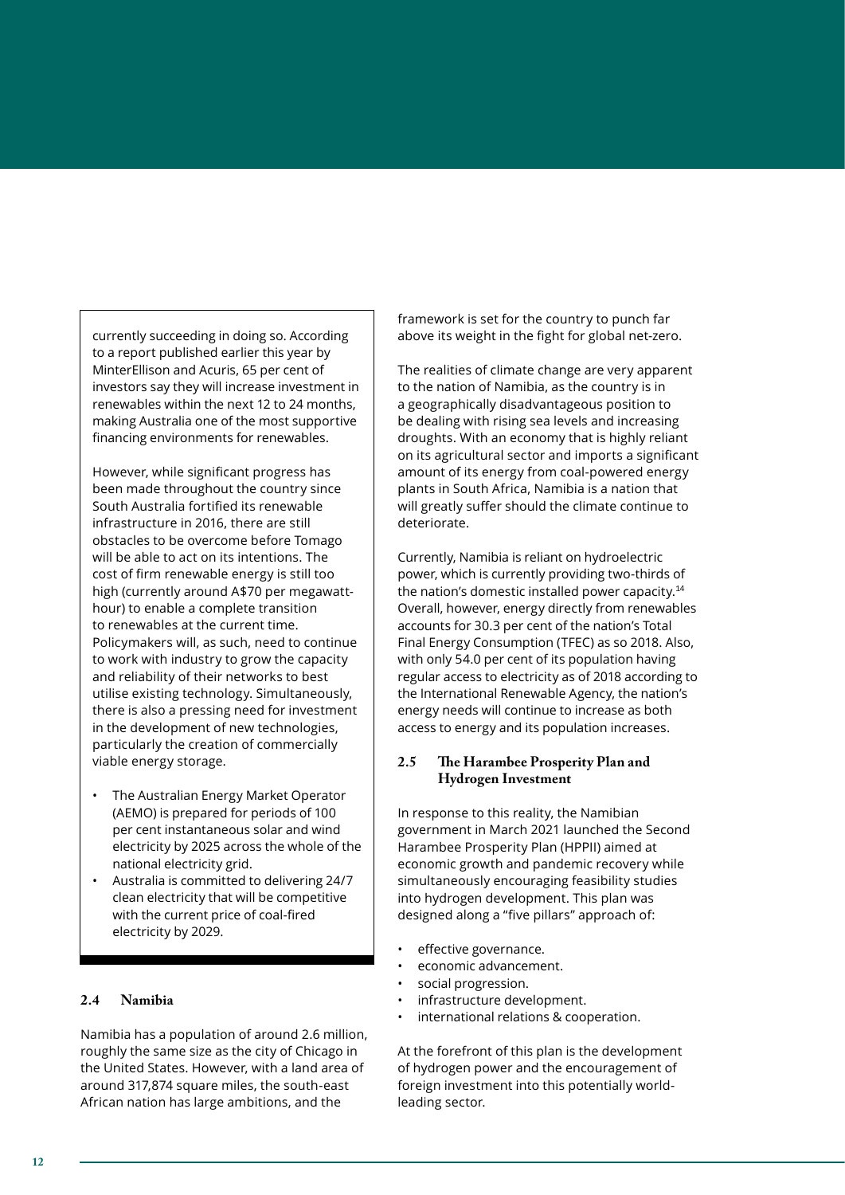currently succeeding in doing so. According to a report published earlier this year by MinterEllison and Acuris, 65 per cent of investors say they will increase investment in renewables within the next 12 to 24 months, making Australia one of the most supportive financing environments for renewables.

However, while significant progress has been made throughout the country since South Australia fortified its renewable infrastructure in 2016, there are still obstacles to be overcome before Tomago will be able to act on its intentions. The cost of firm renewable energy is still too high (currently around A$70 per megawatt-hour) to enable a complete transition to renewables at the current time. Policymakers will, as such, need to continue to work with industry to grow the capacity and reliability of their networks to best utilise existing technology. Simultaneously, there is also a pressing need for investment in the development of new technologies, particularly the creation of commercially viable energy storage.

- The Australian Energy Market Operator (AEMO) is prepared for periods of 100 per cent instantaneous solar and wind electricity by 2025 across the whole of the national electricity grid.
- Australia is committed to delivering 24/7 clean electricity that will be competitive with the current price of coal-fired electricity by 2029.

## 2.4 Namibia

Namibia has a population of around 2.6 million, roughly the same size as the city of Chicago in the United States. However, with a land area of around 317,874 square miles, the south-east African nation has large ambitions, and the framework is set for the country to punch far above its weight in the fight for global net-zero.

The realities of climate change are very apparent to the nation of Namibia, as the country is in a geographically disadvantageous position to be dealing with rising sea levels and increasing droughts. With an economy that is highly reliant on its agricultural sector and imports a significant amount of its energy from coal-powered energy plants in South Africa, Namibia is a nation that will greatly suffer should the climate continue to deteriorate.

Currently, Namibia is reliant on hydroelectric power, which is currently providing two-thirds of the nation's domestic installed power capacity.[14] Overall, however, energy directly from renewables accounts for 30.3 per cent of the nation's Total Final Energy Consumption (TFEC) as so 2018. Also, with only 54.0 per cent of its population having regular access to electricity as of 2018 according to the International Renewable Agency, the nation's energy needs will continue to increase as both access to energy and its population increases.

## 2.5 The Harambee Prosperity Plan and Hydrogen Investment

In response to this reality, the Namibian government in March 2021 launched the Second Harambee Prosperity Plan (HPPII) aimed at economic growth and pandemic recovery while simultaneously encouraging feasibility studies into hydrogen development. This plan was designed along a "five pillars" approach of:

- effective governance.
- economic advancement.
- social progression.
- infrastructure development.
- international relations & cooperation.

At the forefront of this plan is the development of hydrogen power and the encouragement of foreign investment into this potentially world-leading sector.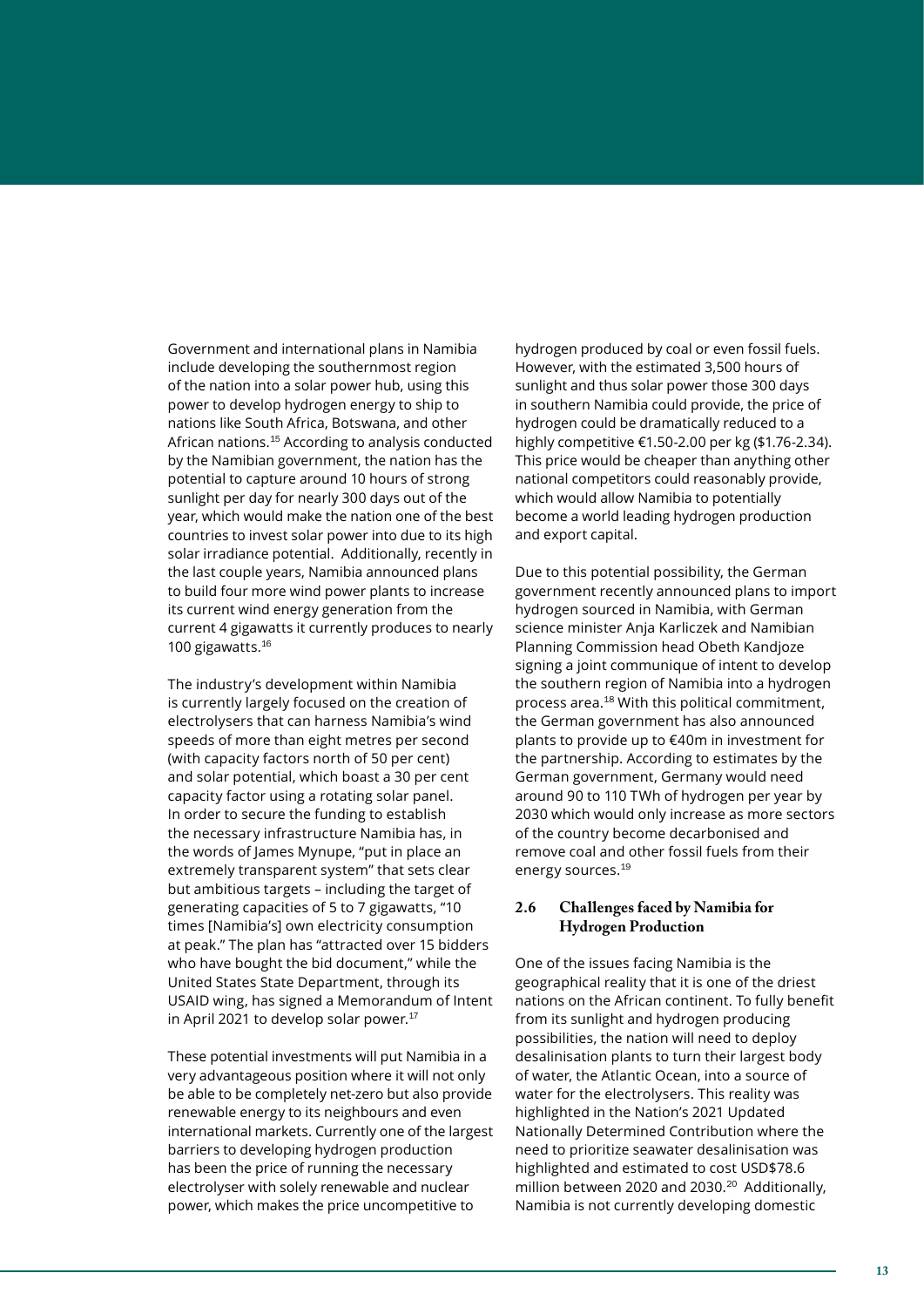Government and international plans in Namibia include developing the southernmost region of the nation into a solar power hub, using this power to develop hydrogen energy to ship to nations like South Africa, Botswana, and other African nations.[15] According to analysis conducted by the Namibian government, the nation has the potential to capture around 10 hours of strong sunlight per day for nearly 300 days out of the year, which would make the nation one of the best countries to invest solar power into due to its high solar irradiance potential. Additionally, recently in the last couple years, Namibia announced plans to build four more wind power plants to increase its current wind energy generation from the current 4 gigawatts it currently produces to nearly 100 gigawatts.[16]

The industry's development within Namibia is currently largely focused on the creation of electrolysers that can harness Namibia's wind speeds of more than eight metres per second (with capacity factors north of 50 per cent) and solar potential, which boast a 30 per cent capacity factor using a rotating solar panel. In order to secure the funding to establish the necessary infrastructure Namibia has, in the words of James Mynupe, "put in place an extremely transparent system" that sets clear but ambitious targets – including the target of generating capacities of 5 to 7 gigawatts, "10 times [Namibia's] own electricity consumption at peak." The plan has "attracted over 15 bidders who have bought the bid document," while the United States State Department, through its USAID wing, has signed a Memorandum of Intent in April 2021 to develop solar power.[17]

These potential investments will put Namibia in a very advantageous position where it will not only be able to be completely net-zero but also provide renewable energy to its neighbours and even international markets. Currently one of the largest barriers to developing hydrogen production has been the price of running the necessary electrolyser with solely renewable and nuclear power, which makes the price uncompetitive to hydrogen produced by coal or even fossil fuels. However, with the estimated 3,500 hours of sunlight and thus solar power those 300 days in southern Namibia could provide, the price of hydrogen could be dramatically reduced to a highly competitive €1.50-2.00 per kg ($1.76-2.34). This price would be cheaper than anything other national competitors could reasonably provide, which would allow Namibia to potentially become a world leading hydrogen production and export capital.

Due to this potential possibility, the German government recently announced plans to import hydrogen sourced in Namibia, with German science minister Anja Karliczek and Namibian Planning Commission head Obeth Kandjoze signing a joint communique of intent to develop the southern region of Namibia into a hydrogen process area.[18] With this political commitment, the German government has also announced plants to provide up to €40m in investment for the partnership. According to estimates by the German government, Germany would need around 90 to 110 TWh of hydrogen per year by 2030 which would only increase as more sectors of the country become decarbonised and remove coal and other fossil fuels from their energy sources.[19]

## 2.6 Challenges faced by Namibia for Hydrogen Production

One of the issues facing Namibia is the geographical reality that it is one of the driest nations on the African continent. To fully benefit from its sunlight and hydrogen producing possibilities, the nation will need to deploy desalinisation plants to turn their largest body of water, the Atlantic Ocean, into a source of water for the electrolysers. This reality was highlighted in the Nation's 2021 Updated Nationally Determined Contribution where the need to prioritize seawater desalinisation was highlighted and estimated to cost USD$78.6 million between 2020 and 2030.[20] Additionally, Namibia is not currently developing domestic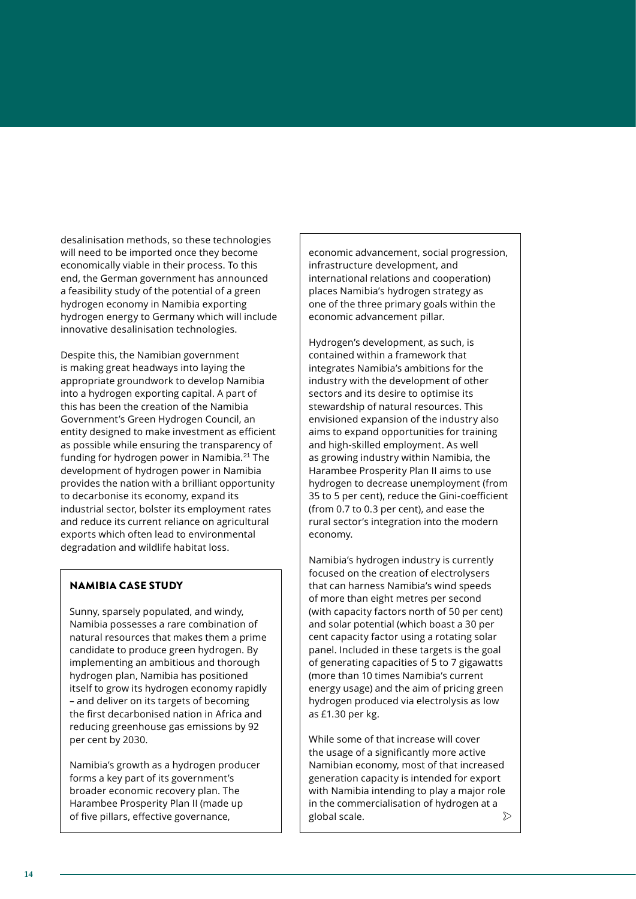desalinisation methods, so these technologies will need to be imported once they become economically viable in their process. To this end, the German government has announced a feasibility study of the potential of a green hydrogen economy in Namibia exporting hydrogen energy to Germany which will include innovative desalinisation technologies.

Despite this, the Namibian government is making great headways into laying the appropriate groundwork to develop Namibia into a hydrogen exporting capital. A part of this has been the creation of the Namibia Government's Green Hydrogen Council, an entity designed to make investment as efficient as possible while ensuring the transparency of funding for hydrogen power in Namibia.[21] The development of hydrogen power in Namibia provides the nation with a brilliant opportunity to decarbonise its economy, expand its industrial sector, bolster its employment rates and reduce its current reliance on agricultural exports which often lead to environmental degradation and wildlife habitat loss.

## NAMIBIA CASE STUDY

Sunny, sparsely populated, and windy, Namibia possesses a rare combination of natural resources that makes them a prime candidate to produce green hydrogen. By implementing an ambitious and thorough hydrogen plan, Namibia has positioned itself to grow its hydrogen economy rapidly – and deliver on its targets of becoming the first decarbonised nation in Africa and reducing greenhouse gas emissions by 92 per cent by 2030.

Namibia's growth as a hydrogen producer forms a key part of its government's broader economic recovery plan. The Harambee Prosperity Plan II (made up of five pillars, effective governance, economic advancement, social progression, infrastructure development, and international relations and cooperation) places Namibia's hydrogen strategy as one of the three primary goals within the economic advancement pillar.

Hydrogen's development, as such, is contained within a framework that integrates Namibia's ambitions for the industry with the development of other sectors and its desire to optimise its stewardship of natural resources. This envisioned expansion of the industry also aims to expand opportunities for training and high-skilled employment. As well as growing industry within Namibia, the Harambee Prosperity Plan II aims to use hydrogen to decrease unemployment (from 35 to 5 per cent), reduce the Gini-coefficient (from 0.7 to 0.3 per cent), and ease the rural sector's integration into the modern economy.

Namibia's hydrogen industry is currently focused on the creation of electrolysers that can harness Namibia's wind speeds of more than eight metres per second (with capacity factors north of 50 per cent) and solar potential (which boast a 30 per cent capacity factor using a rotating solar panel. Included in these targets is the goal of generating capacities of 5 to 7 gigawatts (more than 10 times Namibia's current energy usage) and the aim of pricing green hydrogen produced via electrolysis as low as £1.30 per kg.

While some of that increase will cover the usage of a significantly more active Namibian economy, most of that increased generation capacity is intended for export with Namibia intending to play a major role in the commercialisation of hydrogen at a global scale.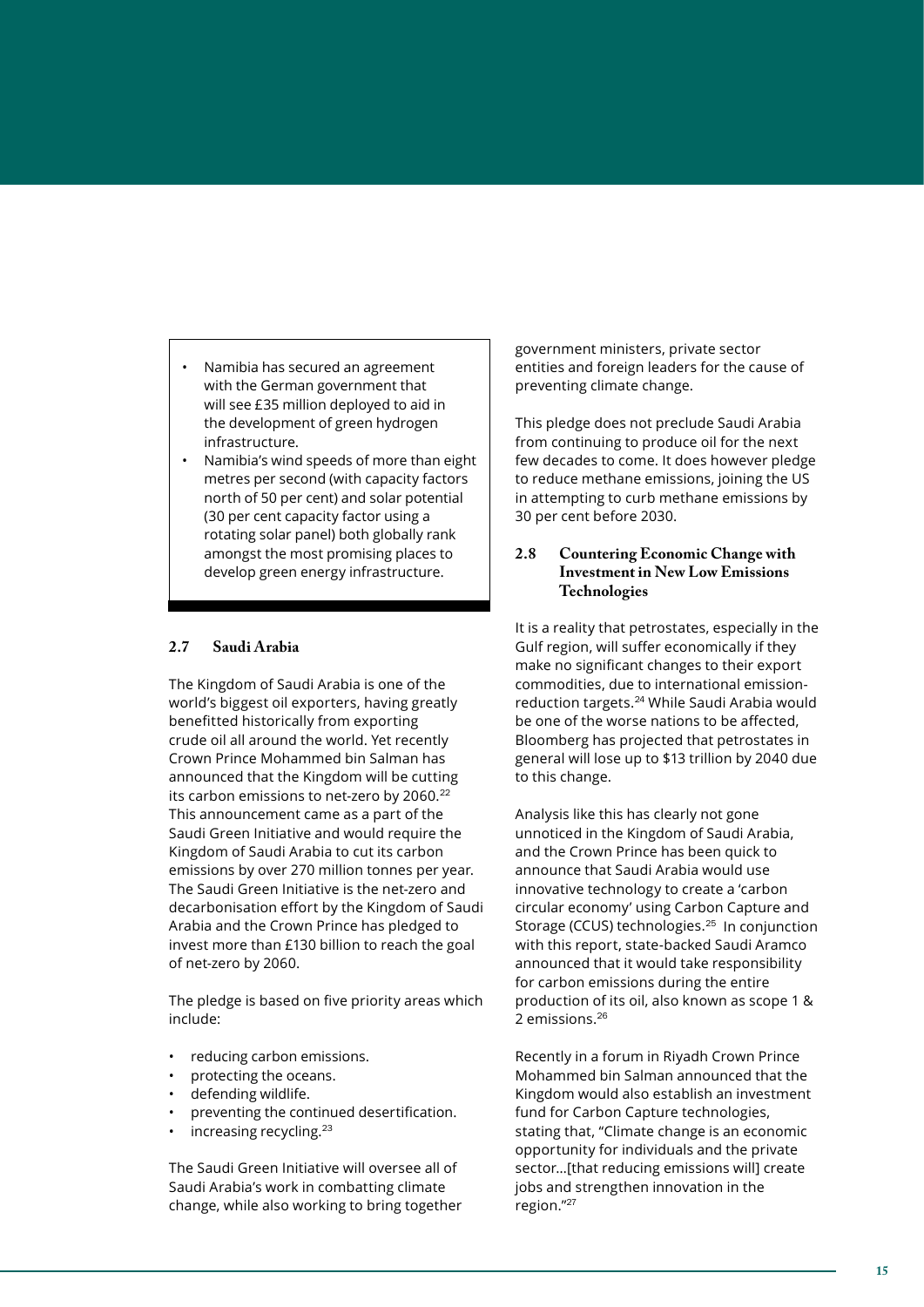- Namibia has secured an agreement with the German government that will see £35 million deployed to aid in the development of green hydrogen infrastructure.
- Namibia's wind speeds of more than eight metres per second (with capacity factors north of 50 per cent) and solar potential (30 per cent capacity factor using a rotating solar panel) both globally rank amongst the most promising places to develop green energy infrastructure.

### 2.7 Saudi Arabia

The Kingdom of Saudi Arabia is one of the world's biggest oil exporters, having greatly benefitted historically from exporting crude oil all around the world. Yet recently Crown Prince Mohammed bin Salman has announced that the Kingdom will be cutting its carbon emissions to net-zero by 2060.[22] This announcement came as a part of the Saudi Green Initiative and would require the Kingdom of Saudi Arabia to cut its carbon emissions by over 270 million tonnes per year. The Saudi Green Initiative is the net-zero and decarbonisation effort by the Kingdom of Saudi Arabia and the Crown Prince has pledged to invest more than £130 billion to reach the goal of net-zero by 2060.

The pledge is based on five priority areas which include:

- reducing carbon emissions.
- protecting the oceans.
- defending wildlife.
- preventing the continued desertification.
- increasing recycling.[23]

The Saudi Green Initiative will oversee all of Saudi Arabia's work in combatting climate change, while also working to bring together government ministers, private sector entities and foreign leaders for the cause of preventing climate change.

This pledge does not preclude Saudi Arabia from continuing to produce oil for the next few decades to come. It does however pledge to reduce methane emissions, joining the US in attempting to curb methane emissions by 30 per cent before 2030.

### 2.8 Countering Economic Change with Investment in New Low Emissions Technologies

It is a reality that petrostates, especially in the Gulf region, will suffer economically if they make no significant changes to their export commodities, due to international emission-reduction targets.[24] While Saudi Arabia would be one of the worse nations to be affected, Bloomberg has projected that petrostates in general will lose up to $13 trillion by 2040 due to this change.

Analysis like this has clearly not gone unnoticed in the Kingdom of Saudi Arabia, and the Crown Prince has been quick to announce that Saudi Arabia would use innovative technology to create a 'carbon circular economy' using Carbon Capture and Storage (CCUS) technologies.[25] In conjunction with this report, state-backed Saudi Aramco announced that it would take responsibility for carbon emissions during the entire production of its oil, also known as scope 1 & 2 emissions.[26]

Recently in a forum in Riyadh Crown Prince Mohammed bin Salman announced that the Kingdom would also establish an investment fund for Carbon Capture technologies, stating that, "Climate change is an economic opportunity for individuals and the private sector…[that reducing emissions will] create jobs and strengthen innovation in the region."[27]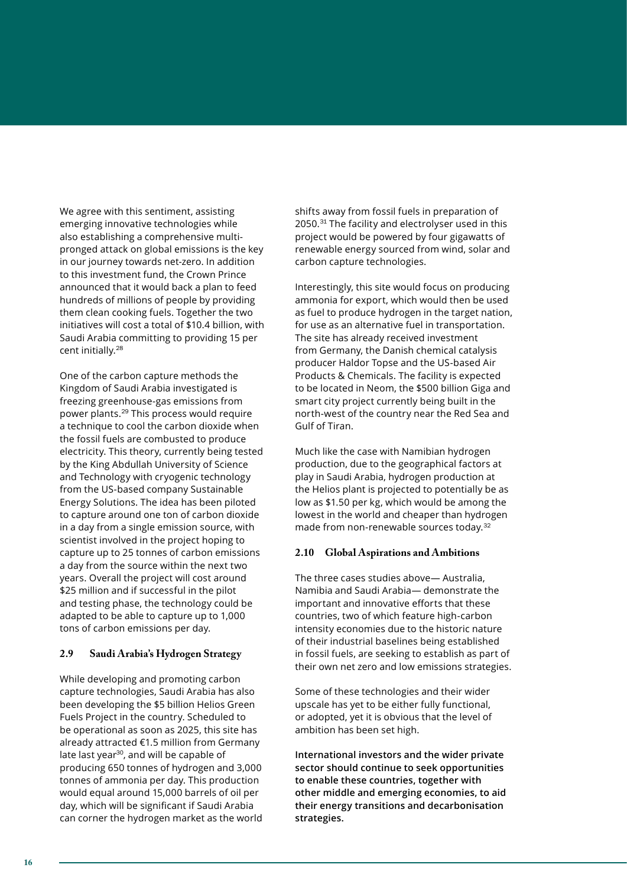We agree with this sentiment, assisting emerging innovative technologies while also establishing a comprehensive multi-pronged attack on global emissions is the key in our journey towards net-zero. In addition to this investment fund, the Crown Prince announced that it would back a plan to feed hundreds of millions of people by providing them clean cooking fuels. Together the two initiatives will cost a total of $10.4 billion, with Saudi Arabia committing to providing 15 per cent initially.[28]

One of the carbon capture methods the Kingdom of Saudi Arabia investigated is freezing greenhouse-gas emissions from power plants.[29] This process would require a technique to cool the carbon dioxide when the fossil fuels are combusted to produce electricity. This theory, currently being tested by the King Abdullah University of Science and Technology with cryogenic technology from the US-based company Sustainable Energy Solutions. The idea has been piloted to capture around one ton of carbon dioxide in a day from a single emission source, with scientist involved in the project hoping to capture up to 25 tonnes of carbon emissions a day from the source within the next two years. Overall the project will cost around $25 million and if successful in the pilot and testing phase, the technology could be adapted to be able to capture up to 1,000 tons of carbon emissions per day.

### 2.9 Saudi Arabia's Hydrogen Strategy

While developing and promoting carbon capture technologies, Saudi Arabia has also been developing the $5 billion Helios Green Fuels Project in the country. Scheduled to be operational as soon as 2025, this site has already attracted €1.5 million from Germany late last year[30], and will be capable of producing 650 tonnes of hydrogen and 3,000 tonnes of ammonia per day. This production would equal around 15,000 barrels of oil per day, which will be significant if Saudi Arabia can corner the hydrogen market as the world shifts away from fossil fuels in preparation of 2050.[31] The facility and electrolyser used in this project would be powered by four gigawatts of renewable energy sourced from wind, solar and carbon capture technologies.

Interestingly, this site would focus on producing ammonia for export, which would then be used as fuel to produce hydrogen in the target nation, for use as an alternative fuel in transportation. The site has already received investment from Germany, the Danish chemical catalysis producer Haldor Topse and the US-based Air Products & Chemicals. The facility is expected to be located in Neom, the $500 billion Giga and smart city project currently being built in the north-west of the country near the Red Sea and Gulf of Tiran.

Much like the case with Namibian hydrogen production, due to the geographical factors at play in Saudi Arabia, hydrogen production at the Helios plant is projected to potentially be as low as $1.50 per kg, which would be among the lowest in the world and cheaper than hydrogen made from non-renewable sources today.[32]

### 2.10 Global Aspirations and Ambitions

The three cases studies above— Australia, Namibia and Saudi Arabia— demonstrate the important and innovative efforts that these countries, two of which feature high-carbon intensity economies due to the historic nature of their industrial baselines being established in fossil fuels, are seeking to establish as part of their own net zero and low emissions strategies.

Some of these technologies and their wider upscale has yet to be either fully functional, or adopted, yet it is obvious that the level of ambition has been set high.

**International investors and the wider private sector should continue to seek opportunities to enable these countries, together with other middle and emerging economies, to aid their energy transitions and decarbonisation strategies.**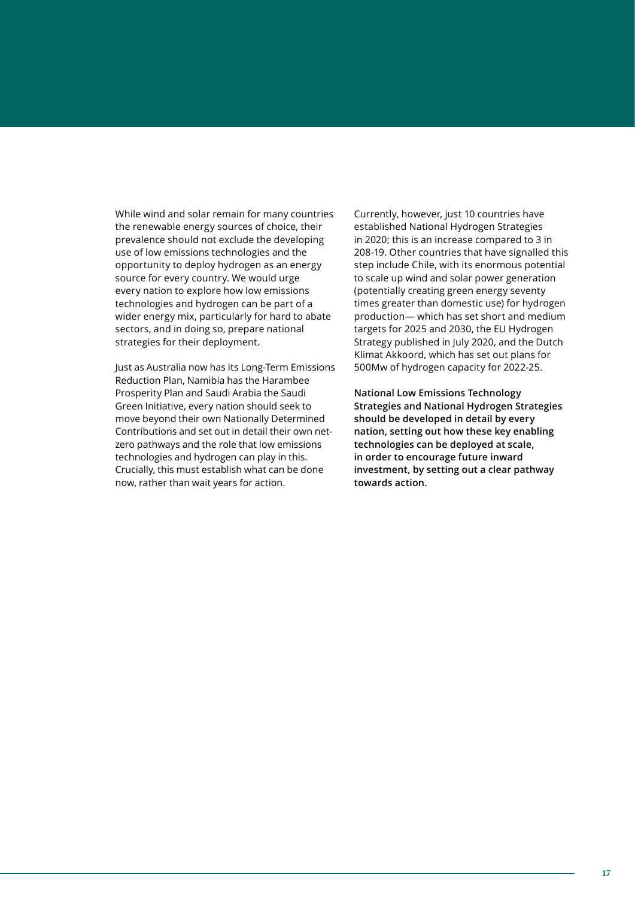While wind and solar remain for many countries the renewable energy sources of choice, their prevalence should not exclude the developing use of low emissions technologies and the opportunity to deploy hydrogen as an energy source for every country. We would urge every nation to explore how low emissions technologies and hydrogen can be part of a wider energy mix, particularly for hard to abate sectors, and in doing so, prepare national strategies for their deployment.

Just as Australia now has its Long-Term Emissions Reduction Plan, Namibia has the Harambee Prosperity Plan and Saudi Arabia the Saudi Green Initiative, every nation should seek to move beyond their own Nationally Determined Contributions and set out in detail their own net-zero pathways and the role that low emissions technologies and hydrogen can play in this. Crucially, this must establish what can be done now, rather than wait years for action.

Currently, however, just 10 countries have established National Hydrogen Strategies in 2020; this is an increase compared to 3 in 208-19. Other countries that have signalled this step include Chile, with its enormous potential to scale up wind and solar power generation (potentially creating green energy seventy times greater than domestic use) for hydrogen production— which has set short and medium targets for 2025 and 2030, the EU Hydrogen Strategy published in July 2020, and the Dutch Klimat Akkoord, which has set out plans for 500Mw of hydrogen capacity for 2022-25.

**National Low Emissions Technology Strategies and National Hydrogen Strategies should be developed in detail by every nation, setting out how these key enabling technologies can be deployed at scale, in order to encourage future inward investment, by setting out a clear pathway towards action.**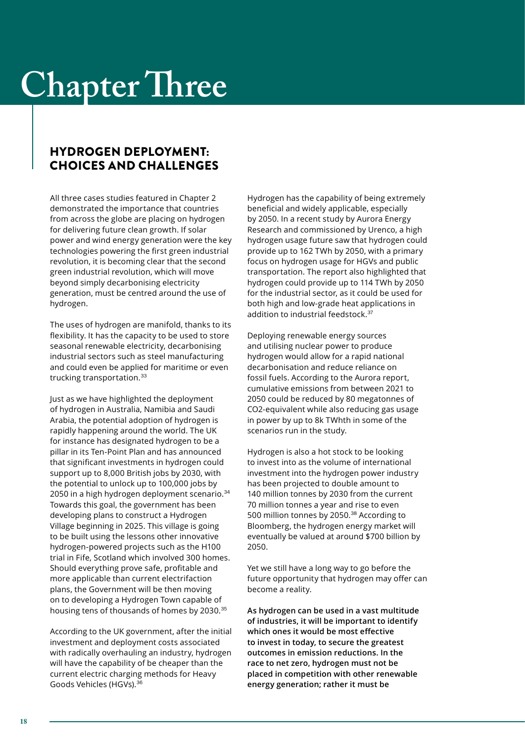# Chapter Three

## HYDROGEN DEPLOYMENT: CHOICES AND CHALLENGES

All three cases studies featured in Chapter 2 demonstrated the importance that countries from across the globe are placing on hydrogen for delivering future clean growth. If solar power and wind energy generation were the key technologies powering the first green industrial revolution, it is becoming clear that the second green industrial revolution, which will move beyond simply decarbonising electricity generation, must be centred around the use of hydrogen.

The uses of hydrogen are manifold, thanks to its flexibility. It has the capacity to be used to store seasonal renewable electricity, decarbonising industrial sectors such as steel manufacturing and could even be applied for maritime or even trucking transportation.[33]

Just as we have highlighted the deployment of hydrogen in Australia, Namibia and Saudi Arabia, the potential adoption of hydrogen is rapidly happening around the world. The UK for instance has designated hydrogen to be a pillar in its Ten-Point Plan and has announced that significant investments in hydrogen could support up to 8,000 British jobs by 2030, with the potential to unlock up to 100,000 jobs by 2050 in a high hydrogen deployment scenario.[34] Towards this goal, the government has been developing plans to construct a Hydrogen Village beginning in 2025. This village is going to be built using the lessons other innovative hydrogen-powered projects such as the H100 trial in Fife, Scotland which involved 300 homes. Should everything prove safe, profitable and more applicable than current electrifaction plans, the Government will be then moving on to developing a Hydrogen Town capable of housing tens of thousands of homes by 2030.[35]

According to the UK government, after the initial investment and deployment costs associated with radically overhauling an industry, hydrogen will have the capability of be cheaper than the current electric charging methods for Heavy Goods Vehicles (HGVs).[36]

Hydrogen has the capability of being extremely beneficial and widely applicable, especially by 2050. In a recent study by Aurora Energy Research and commissioned by Urenco, a high hydrogen usage future saw that hydrogen could provide up to 162 TWh by 2050, with a primary focus on hydrogen usage for HGVs and public transportation. The report also highlighted that hydrogen could provide up to 114 TWh by 2050 for the industrial sector, as it could be used for both high and low-grade heat applications in addition to industrial feedstock.[37]

Deploying renewable energy sources and utilising nuclear power to produce hydrogen would allow for a rapid national decarbonisation and reduce reliance on fossil fuels. According to the Aurora report, cumulative emissions from between 2021 to 2050 could be reduced by 80 megatonnes of CO2-equivalent while also reducing gas usage in power by up to 8k TWhth in some of the scenarios run in the study.

Hydrogen is also a hot stock to be looking to invest into as the volume of international investment into the hydrogen power industry has been projected to double amount to 140 million tonnes by 2030 from the current 70 million tonnes a year and rise to even 500 million tonnes by 2050.[38] According to Bloomberg, the hydrogen energy market will eventually be valued at around $700 billion by 2050.

Yet we still have a long way to go before the future opportunity that hydrogen may offer can become a reality.

**As hydrogen can be used in a vast multitude of industries, it will be important to identify which ones it would be most effective to invest in today, to secure the greatest outcomes in emission reductions. In the race to net zero, hydrogen must not be placed in competition with other renewable energy generation; rather it must be**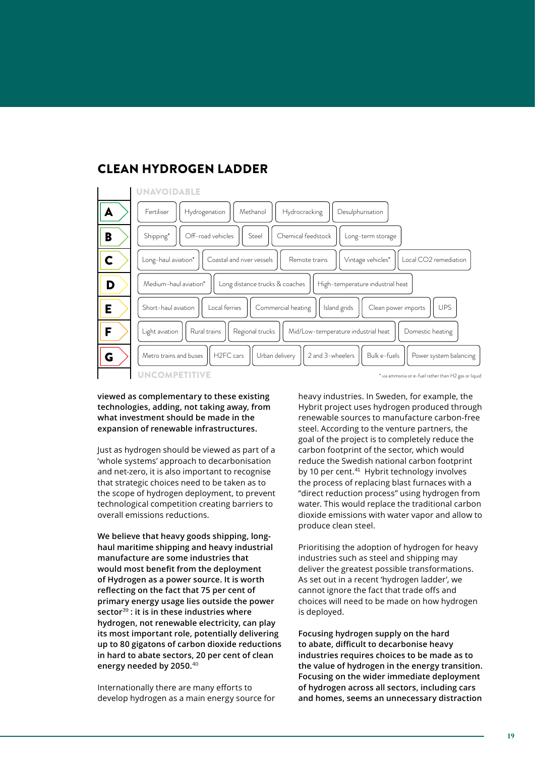## CLEAN HYDROGEN LADDER

UNAVOIDABLE

| | |
|---|---|
| A | Fertiliser, Hydrogenation, Methanol, Hydrocracking, Desulphurisation |
| B | Shipping*, Off-road vehicles, Steel, Chemical feedstock, Long-term storage |
| C | Long-haul aviation*, Coastal and river vessels, Remote trains, Vintage vehicles*, Local CO2 remediation |
| D | Medium-haul aviation*, Long distance trucks & coaches, High-temperature industrial heat |
| E | Short-haul aviation, Local ferries, Commercial heating, Island grids, Clean power imports, UPS |
| F | Light aviation, Rural trains, Regional trucks, Mid/Low-temperature industrial heat, Domestic heating |
| G | Metro trains and buses, H2FC cars, Urban delivery, 2 and 3-wheelers, Bulk e-fuels, Power system balancing |

UNCOMPETITIVE

\* via ammonia or e-fuel rather than H2 gas or liquid

**viewed as complementary to these existing technologies, adding, not taking away, from what investment should be made in the expansion of renewable infrastructures.**

Just as hydrogen should be viewed as part of a 'whole systems' approach to decarbonisation and net-zero, it is also important to recognise that strategic choices need to be taken as to the scope of hydrogen deployment, to prevent technological competition creating barriers to overall emissions reductions.

**We believe that heavy goods shipping, long-haul maritime shipping and heavy industrial manufacture are some industries that would most benefit from the deployment of Hydrogen as a power source. It is worth reflecting on the fact that 75 per cent of primary energy usage lies outside the power sector[39] : it is in these industries where hydrogen, not renewable electricity, can play its most important role, potentially delivering up to 80 gigatons of carbon dioxide reductions in hard to abate sectors, 20 per cent of clean energy needed by 2050.[40]**

Internationally there are many efforts to develop hydrogen as a main energy source for heavy industries. In Sweden, for example, the Hybrit project uses hydrogen produced through renewable sources to manufacture carbon-free steel. According to the venture partners, the goal of the project is to completely reduce the carbon footprint of the sector, which would reduce the Swedish national carbon footprint by 10 per cent.[41] Hybrit technology involves the process of replacing blast furnaces with a "direct reduction process" using hydrogen from water. This would replace the traditional carbon dioxide emissions with water vapor and allow to produce clean steel.

Prioritising the adoption of hydrogen for heavy industries such as steel and shipping may deliver the greatest possible transformations. As set out in a recent 'hydrogen ladder', we cannot ignore the fact that trade offs and choices will need to be made on how hydrogen is deployed.

**Focusing hydrogen supply on the hard to abate, difficult to decarbonise heavy industries requires choices to be made as to the value of hydrogen in the energy transition. Focusing on the wider immediate deployment of hydrogen across all sectors, including cars and homes, seems an unnecessary distraction**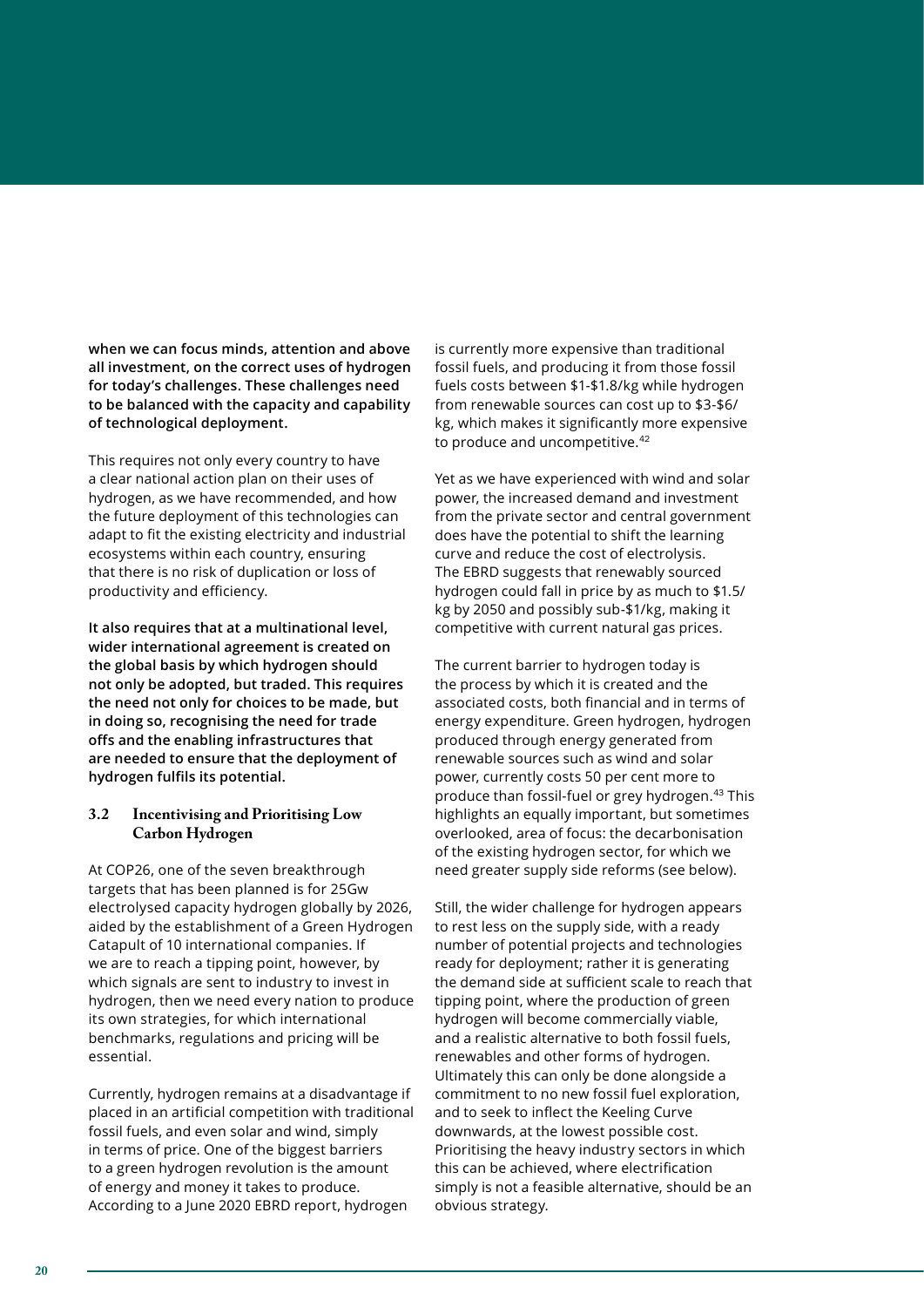**when we can focus minds, attention and above all investment, on the correct uses of hydrogen for today's challenges. These challenges need to be balanced with the capacity and capability of technological deployment.**

This requires not only every country to have a clear national action plan on their uses of hydrogen, as we have recommended, and how the future deployment of this technologies can adapt to fit the existing electricity and industrial ecosystems within each country, ensuring that there is no risk of duplication or loss of productivity and efficiency.

**It also requires that at a multinational level, wider international agreement is created on the global basis by which hydrogen should not only be adopted, but traded. This requires the need not only for choices to be made, but in doing so, recognising the need for trade offs and the enabling infrastructures that are needed to ensure that the deployment of hydrogen fulfils its potential.**

### 3.2 Incentivising and Prioritising Low Carbon Hydrogen

At COP26, one of the seven breakthrough targets that has been planned is for 25Gw electrolysed capacity hydrogen globally by 2026, aided by the establishment of a Green Hydrogen Catapult of 10 international companies. If we are to reach a tipping point, however, by which signals are sent to industry to invest in hydrogen, then we need every nation to produce its own strategies, for which international benchmarks, regulations and pricing will be essential.

Currently, hydrogen remains at a disadvantage if placed in an artificial competition with traditional fossil fuels, and even solar and wind, simply in terms of price. One of the biggest barriers to a green hydrogen revolution is the amount of energy and money it takes to produce. According to a June 2020 EBRD report, hydrogen is currently more expensive than traditional fossil fuels, and producing it from those fossil fuels costs between $1-$1.8/kg while hydrogen from renewable sources can cost up to $3-$6/kg, which makes it significantly more expensive to produce and uncompetitive.[42]

Yet as we have experienced with wind and solar power, the increased demand and investment from the private sector and central government does have the potential to shift the learning curve and reduce the cost of electrolysis. The EBRD suggests that renewably sourced hydrogen could fall in price by as much to $1.5/kg by 2050 and possibly sub-$1/kg, making it competitive with current natural gas prices.

The current barrier to hydrogen today is the process by which it is created and the associated costs, both financial and in terms of energy expenditure. Green hydrogen, hydrogen produced through energy generated from renewable sources such as wind and solar power, currently costs 50 per cent more to produce than fossil-fuel or grey hydrogen.[43] This highlights an equally important, but sometimes overlooked, area of focus: the decarbonisation of the existing hydrogen sector, for which we need greater supply side reforms (see below).

Still, the wider challenge for hydrogen appears to rest less on the supply side, with a ready number of potential projects and technologies ready for deployment; rather it is generating the demand side at sufficient scale to reach that tipping point, where the production of green hydrogen will become commercially viable, and a realistic alternative to both fossil fuels, renewables and other forms of hydrogen. Ultimately this can only be done alongside a commitment to no new fossil fuel exploration, and to seek to inflect the Keeling Curve downwards, at the lowest possible cost. Prioritising the heavy industry sectors in which this can be achieved, where electrification simply is not a feasible alternative, should be an obvious strategy.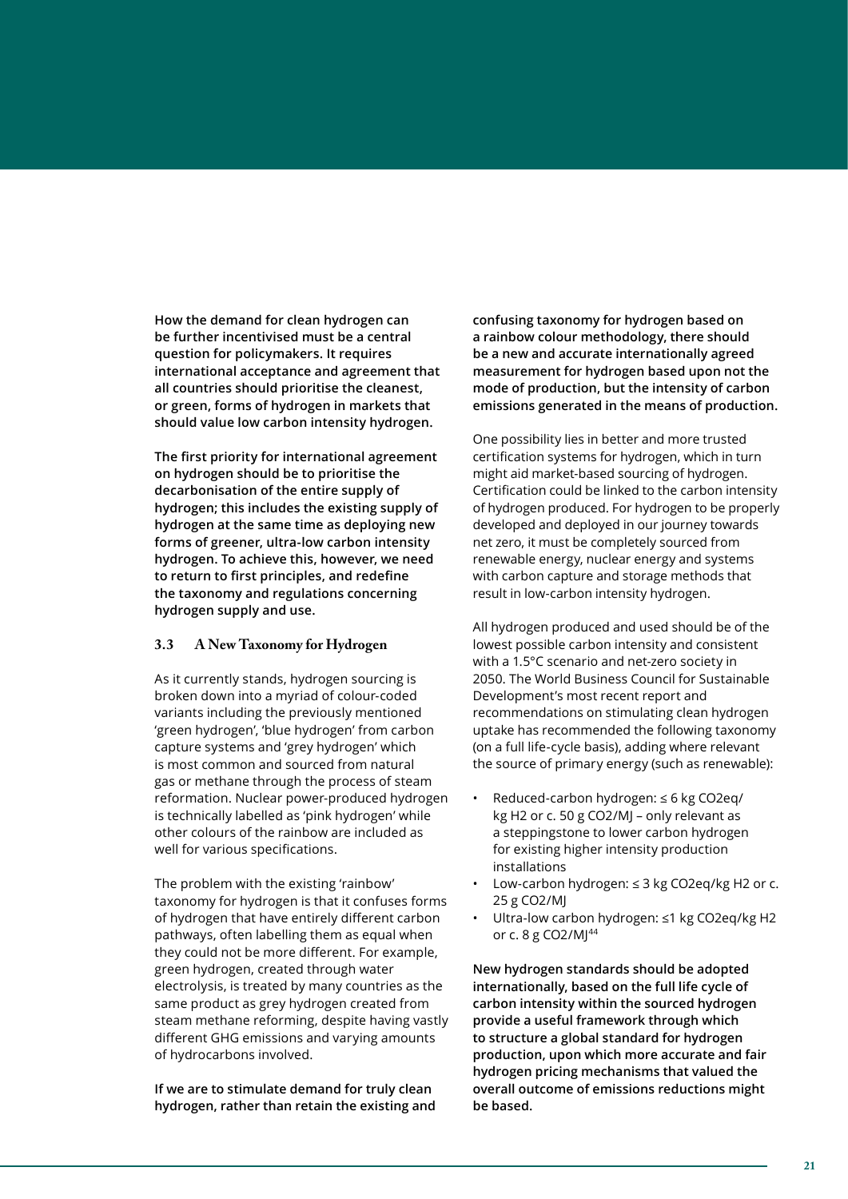**How the demand for clean hydrogen can be further incentivised must be a central question for policymakers. It requires international acceptance and agreement that all countries should prioritise the cleanest, or green, forms of hydrogen in markets that should value low carbon intensity hydrogen.**

**The first priority for international agreement on hydrogen should be to prioritise the decarbonisation of the entire supply of hydrogen; this includes the existing supply of hydrogen at the same time as deploying new forms of greener, ultra-low carbon intensity hydrogen. To achieve this, however, we need to return to first principles, and redefine the taxonomy and regulations concerning hydrogen supply and use.**

### 3.3 A New Taxonomy for Hydrogen

As it currently stands, hydrogen sourcing is broken down into a myriad of colour-coded variants including the previously mentioned 'green hydrogen', 'blue hydrogen' from carbon capture systems and 'grey hydrogen' which is most common and sourced from natural gas or methane through the process of steam reformation. Nuclear power-produced hydrogen is technically labelled as 'pink hydrogen' while other colours of the rainbow are included as well for various specifications.

The problem with the existing 'rainbow' taxonomy for hydrogen is that it confuses forms of hydrogen that have entirely different carbon pathways, often labelling them as equal when they could not be more different. For example, green hydrogen, created through water electrolysis, is treated by many countries as the same product as grey hydrogen created from steam methane reforming, despite having vastly different GHG emissions and varying amounts of hydrocarbons involved.

**If we are to stimulate demand for truly clean hydrogen, rather than retain the existing and confusing taxonomy for hydrogen based on a rainbow colour methodology, there should be a new and accurate internationally agreed measurement for hydrogen based upon not the mode of production, but the intensity of carbon emissions generated in the means of production.**

One possibility lies in better and more trusted certification systems for hydrogen, which in turn might aid market-based sourcing of hydrogen. Certification could be linked to the carbon intensity of hydrogen produced. For hydrogen to be properly developed and deployed in our journey towards net zero, it must be completely sourced from renewable energy, nuclear energy and systems with carbon capture and storage methods that result in low-carbon intensity hydrogen.

All hydrogen produced and used should be of the lowest possible carbon intensity and consistent with a 1.5°C scenario and net-zero society in 2050. The World Business Council for Sustainable Development's most recent report and recommendations on stimulating clean hydrogen uptake has recommended the following taxonomy (on a full life-cycle basis), adding where relevant the source of primary energy (such as renewable):

- Reduced-carbon hydrogen: ≤ 6 kg CO2eq/kg H2 or c. 50 g CO2/MJ – only relevant as a steppingstone to lower carbon hydrogen for existing higher intensity production installations
- Low-carbon hydrogen: ≤ 3 kg CO2eq/kg H2 or c. 25 g CO2/MJ
- Ultra-low carbon hydrogen: ≤1 kg CO2eq/kg H2 or c. 8 g CO2/MJ[44]

**New hydrogen standards should be adopted internationally, based on the full life cycle of carbon intensity within the sourced hydrogen provide a useful framework through which to structure a global standard for hydrogen production, upon which more accurate and fair hydrogen pricing mechanisms that valued the overall outcome of emissions reductions might be based.**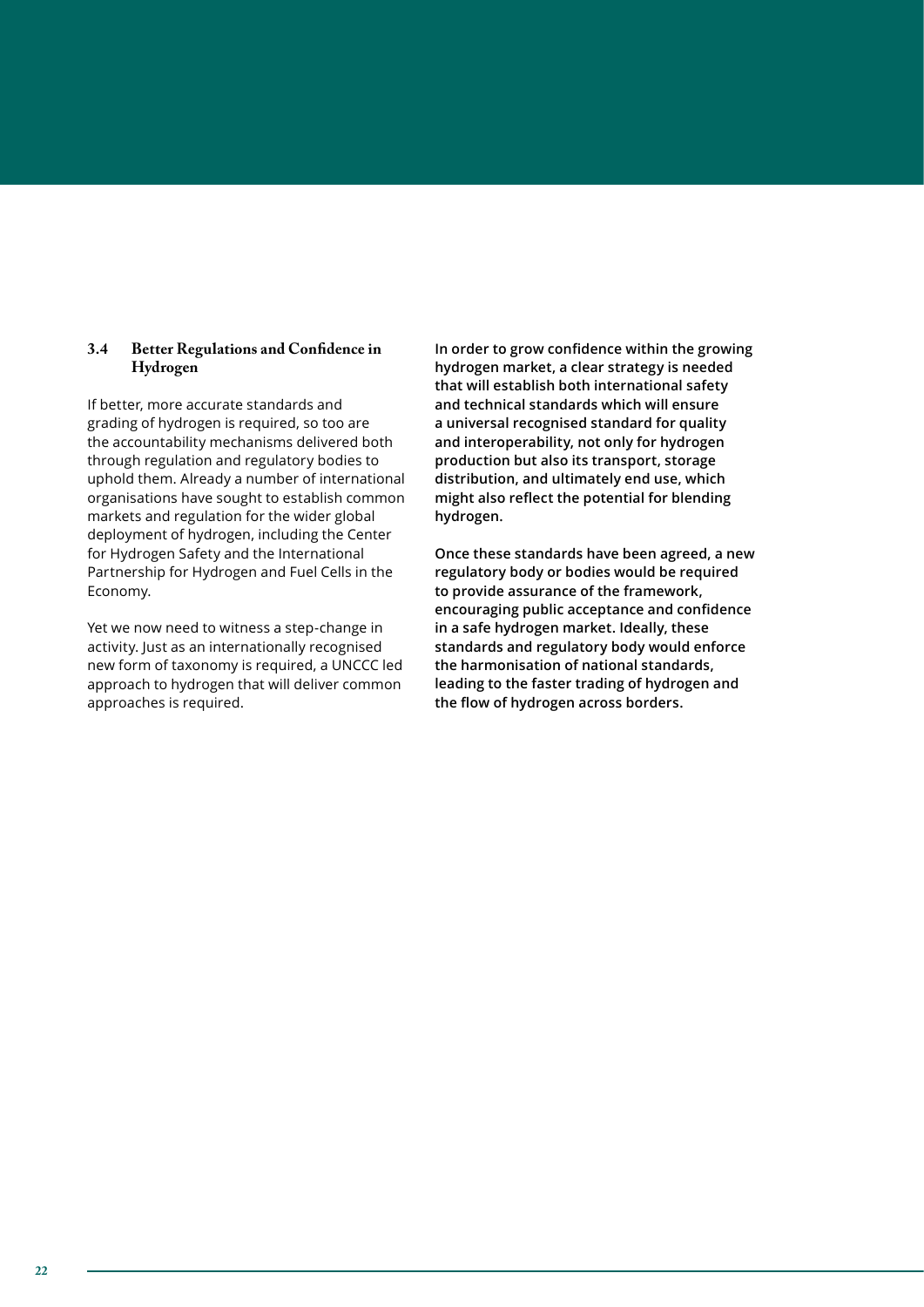### 3.4 Better Regulations and Confidence in Hydrogen

If better, more accurate standards and grading of hydrogen is required, so too are the accountability mechanisms delivered both through regulation and regulatory bodies to uphold them. Already a number of international organisations have sought to establish common markets and regulation for the wider global deployment of hydrogen, including the Center for Hydrogen Safety and the International Partnership for Hydrogen and Fuel Cells in the Economy.

Yet we now need to witness a step-change in activity. Just as an internationally recognised new form of taxonomy is required, a UNCCC led approach to hydrogen that will deliver common approaches is required.

**In order to grow confidence within the growing hydrogen market, a clear strategy is needed that will establish both international safety and technical standards which will ensure a universal recognised standard for quality and interoperability, not only for hydrogen production but also its transport, storage distribution, and ultimately end use, which might also reflect the potential for blending hydrogen.**

**Once these standards have been agreed, a new regulatory body or bodies would be required to provide assurance of the framework, encouraging public acceptance and confidence in a safe hydrogen market. Ideally, these standards and regulatory body would enforce the harmonisation of national standards, leading to the faster trading of hydrogen and the flow of hydrogen across borders.**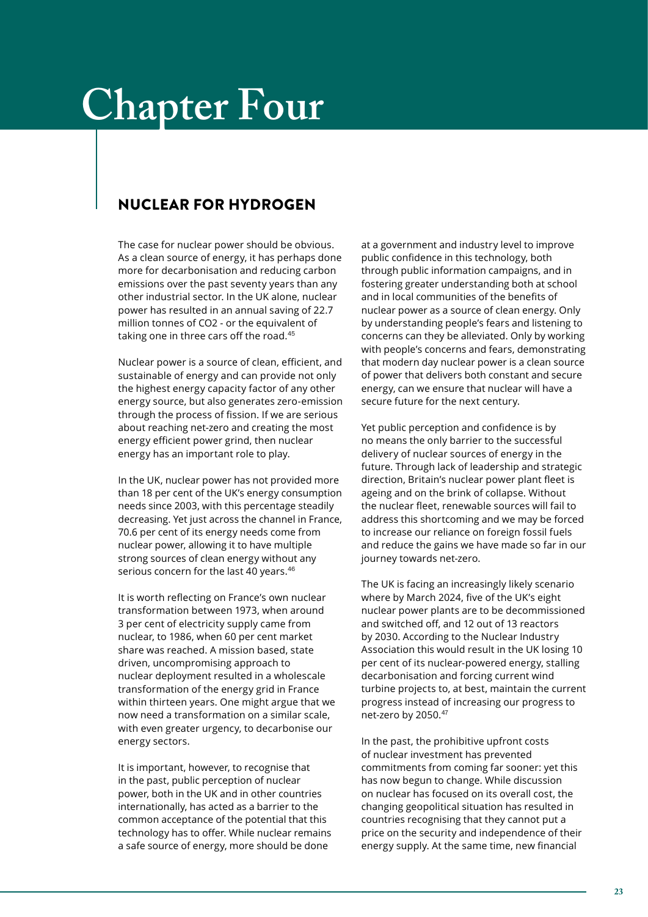# Chapter Four

## NUCLEAR FOR HYDROGEN

The case for nuclear power should be obvious. As a clean source of energy, it has perhaps done more for decarbonisation and reducing carbon emissions over the past seventy years than any other industrial sector. In the UK alone, nuclear power has resulted in an annual saving of 22.7 million tonnes of CO2 - or the equivalent of taking one in three cars off the road.[45]

Nuclear power is a source of clean, efficient, and sustainable of energy and can provide not only the highest energy capacity factor of any other energy source, but also generates zero-emission through the process of fission. If we are serious about reaching net-zero and creating the most energy efficient power grind, then nuclear energy has an important role to play.

In the UK, nuclear power has not provided more than 18 per cent of the UK's energy consumption needs since 2003, with this percentage steadily decreasing. Yet just across the channel in France, 70.6 per cent of its energy needs come from nuclear power, allowing it to have multiple strong sources of clean energy without any serious concern for the last 40 years.[46]

It is worth reflecting on France's own nuclear transformation between 1973, when around 3 per cent of electricity supply came from nuclear, to 1986, when 60 per cent market share was reached. A mission based, state driven, uncompromising approach to nuclear deployment resulted in a wholescale transformation of the energy grid in France within thirteen years. One might argue that we now need a transformation on a similar scale, with even greater urgency, to decarbonise our energy sectors.

It is important, however, to recognise that in the past, public perception of nuclear power, both in the UK and in other countries internationally, has acted as a barrier to the common acceptance of the potential that this technology has to offer. While nuclear remains a safe source of energy, more should be done at a government and industry level to improve public confidence in this technology, both through public information campaigns, and in fostering greater understanding both at school and in local communities of the benefits of nuclear power as a source of clean energy. Only by understanding people's fears and listening to concerns can they be alleviated. Only by working with people's concerns and fears, demonstrating that modern day nuclear power is a clean source of power that delivers both constant and secure energy, can we ensure that nuclear will have a secure future for the next century.

Yet public perception and confidence is by no means the only barrier to the successful delivery of nuclear sources of energy in the future. Through lack of leadership and strategic direction, Britain's nuclear power plant fleet is ageing and on the brink of collapse. Without the nuclear fleet, renewable sources will fail to address this shortcoming and we may be forced to increase our reliance on foreign fossil fuels and reduce the gains we have made so far in our journey towards net-zero.

The UK is facing an increasingly likely scenario where by March 2024, five of the UK's eight nuclear power plants are to be decommissioned and switched off, and 12 out of 13 reactors by 2030. According to the Nuclear Industry Association this would result in the UK losing 10 per cent of its nuclear-powered energy, stalling decarbonisation and forcing current wind turbine projects to, at best, maintain the current progress instead of increasing our progress to net-zero by 2050.[47]

In the past, the prohibitive upfront costs of nuclear investment has prevented commitments from coming far sooner: yet this has now begun to change. While discussion on nuclear has focused on its overall cost, the changing geopolitical situation has resulted in countries recognising that they cannot put a price on the security and independence of their energy supply. At the same time, new financial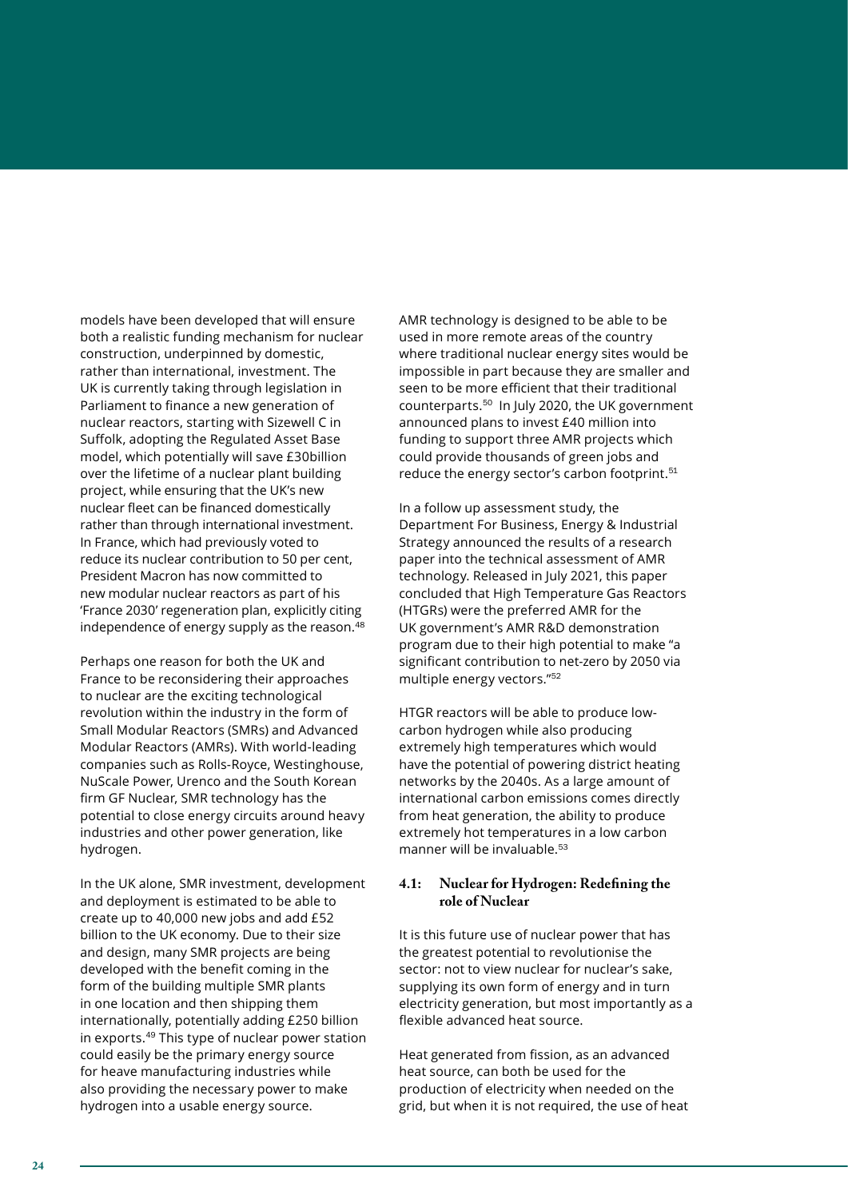models have been developed that will ensure both a realistic funding mechanism for nuclear construction, underpinned by domestic, rather than international, investment. The UK is currently taking through legislation in Parliament to finance a new generation of nuclear reactors, starting with Sizewell C in Suffolk, adopting the Regulated Asset Base model, which potentially will save £30billion over the lifetime of a nuclear plant building project, while ensuring that the UK's new nuclear fleet can be financed domestically rather than through international investment. In France, which had previously voted to reduce its nuclear contribution to 50 per cent, President Macron has now committed to new modular nuclear reactors as part of his 'France 2030' regeneration plan, explicitly citing independence of energy supply as the reason.[48]

Perhaps one reason for both the UK and France to be reconsidering their approaches to nuclear are the exciting technological revolution within the industry in the form of Small Modular Reactors (SMRs) and Advanced Modular Reactors (AMRs). With world-leading companies such as Rolls-Royce, Westinghouse, NuScale Power, Urenco and the South Korean firm GF Nuclear, SMR technology has the potential to close energy circuits around heavy industries and other power generation, like hydrogen.

In the UK alone, SMR investment, development and deployment is estimated to be able to create up to 40,000 new jobs and add £52 billion to the UK economy. Due to their size and design, many SMR projects are being developed with the benefit coming in the form of the building multiple SMR plants in one location and then shipping them internationally, potentially adding £250 billion in exports.[49] This type of nuclear power station could easily be the primary energy source for heave manufacturing industries while also providing the necessary power to make hydrogen into a usable energy source.

AMR technology is designed to be able to be used in more remote areas of the country where traditional nuclear energy sites would be impossible in part because they are smaller and seen to be more efficient that their traditional counterparts.[50] In July 2020, the UK government announced plans to invest £40 million into funding to support three AMR projects which could provide thousands of green jobs and reduce the energy sector's carbon footprint.[51]

In a follow up assessment study, the Department For Business, Energy & Industrial Strategy announced the results of a research paper into the technical assessment of AMR technology. Released in July 2021, this paper concluded that High Temperature Gas Reactors (HTGRs) were the preferred AMR for the UK government's AMR R&D demonstration program due to their high potential to make "a significant contribution to net-zero by 2050 via multiple energy vectors."[52]

HTGR reactors will be able to produce low-carbon hydrogen while also producing extremely high temperatures which would have the potential of powering district heating networks by the 2040s. As a large amount of international carbon emissions comes directly from heat generation, the ability to produce extremely hot temperatures in a low carbon manner will be invaluable.[53]

### 4.1: Nuclear for Hydrogen: Redefining the role of Nuclear

It is this future use of nuclear power that has the greatest potential to revolutionise the sector: not to view nuclear for nuclear's sake, supplying its own form of energy and in turn electricity generation, but most importantly as a flexible advanced heat source.

Heat generated from fission, as an advanced heat source, can both be used for the production of electricity when needed on the grid, but when it is not required, the use of heat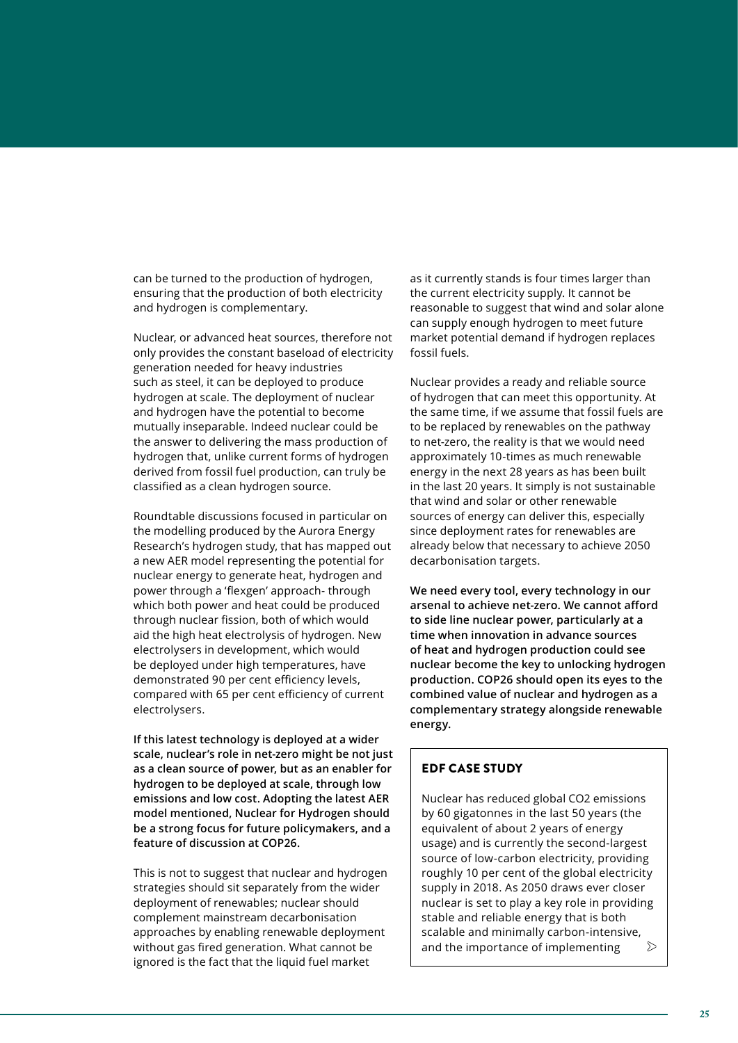can be turned to the production of hydrogen, ensuring that the production of both electricity and hydrogen is complementary.

Nuclear, or advanced heat sources, therefore not only provides the constant baseload of electricity generation needed for heavy industries such as steel, it can be deployed to produce hydrogen at scale. The deployment of nuclear and hydrogen have the potential to become mutually inseparable. Indeed nuclear could be the answer to delivering the mass production of hydrogen that, unlike current forms of hydrogen derived from fossil fuel production, can truly be classified as a clean hydrogen source.

Roundtable discussions focused in particular on the modelling produced by the Aurora Energy Research's hydrogen study, that has mapped out a new AER model representing the potential for nuclear energy to generate heat, hydrogen and power through a 'flexgen' approach- through which both power and heat could be produced through nuclear fission, both of which would aid the high heat electrolysis of hydrogen. New electrolysers in development, which would be deployed under high temperatures, have demonstrated 90 per cent efficiency levels, compared with 65 per cent efficiency of current electrolysers.

**If this latest technology is deployed at a wider scale, nuclear's role in net-zero might be not just as a clean source of power, but as an enabler for hydrogen to be deployed at scale, through low emissions and low cost. Adopting the latest AER model mentioned, Nuclear for Hydrogen should be a strong focus for future policymakers, and a feature of discussion at COP26.**

This is not to suggest that nuclear and hydrogen strategies should sit separately from the wider deployment of renewables; nuclear should complement mainstream decarbonisation approaches by enabling renewable deployment without gas fired generation. What cannot be ignored is the fact that the liquid fuel market as it currently stands is four times larger than the current electricity supply. It cannot be reasonable to suggest that wind and solar alone can supply enough hydrogen to meet future market potential demand if hydrogen replaces fossil fuels.

Nuclear provides a ready and reliable source of hydrogen that can meet this opportunity. At the same time, if we assume that fossil fuels are to be replaced by renewables on the pathway to net-zero, the reality is that we would need approximately 10-times as much renewable energy in the next 28 years as has been built in the last 20 years. It simply is not sustainable that wind and solar or other renewable sources of energy can deliver this, especially since deployment rates for renewables are already below that necessary to achieve 2050 decarbonisation targets.

**We need every tool, every technology in our arsenal to achieve net-zero. We cannot afford to side line nuclear power, particularly at a time when innovation in advance sources of heat and hydrogen production could see nuclear become the key to unlocking hydrogen production. COP26 should open its eyes to the combined value of nuclear and hydrogen as a complementary strategy alongside renewable energy.**

### EDF CASE STUDY

Nuclear has reduced global $CO_2$ emissions by 60 gigatonnes in the last 50 years (the equivalent of about 2 years of energy usage) and is currently the second-largest source of low-carbon electricity, providing roughly 10 per cent of the global electricity supply in 2018. As 2050 draws ever closer nuclear is set to play a key role in providing stable and reliable energy that is both scalable and minimally carbon-intensive, and the importance of implementing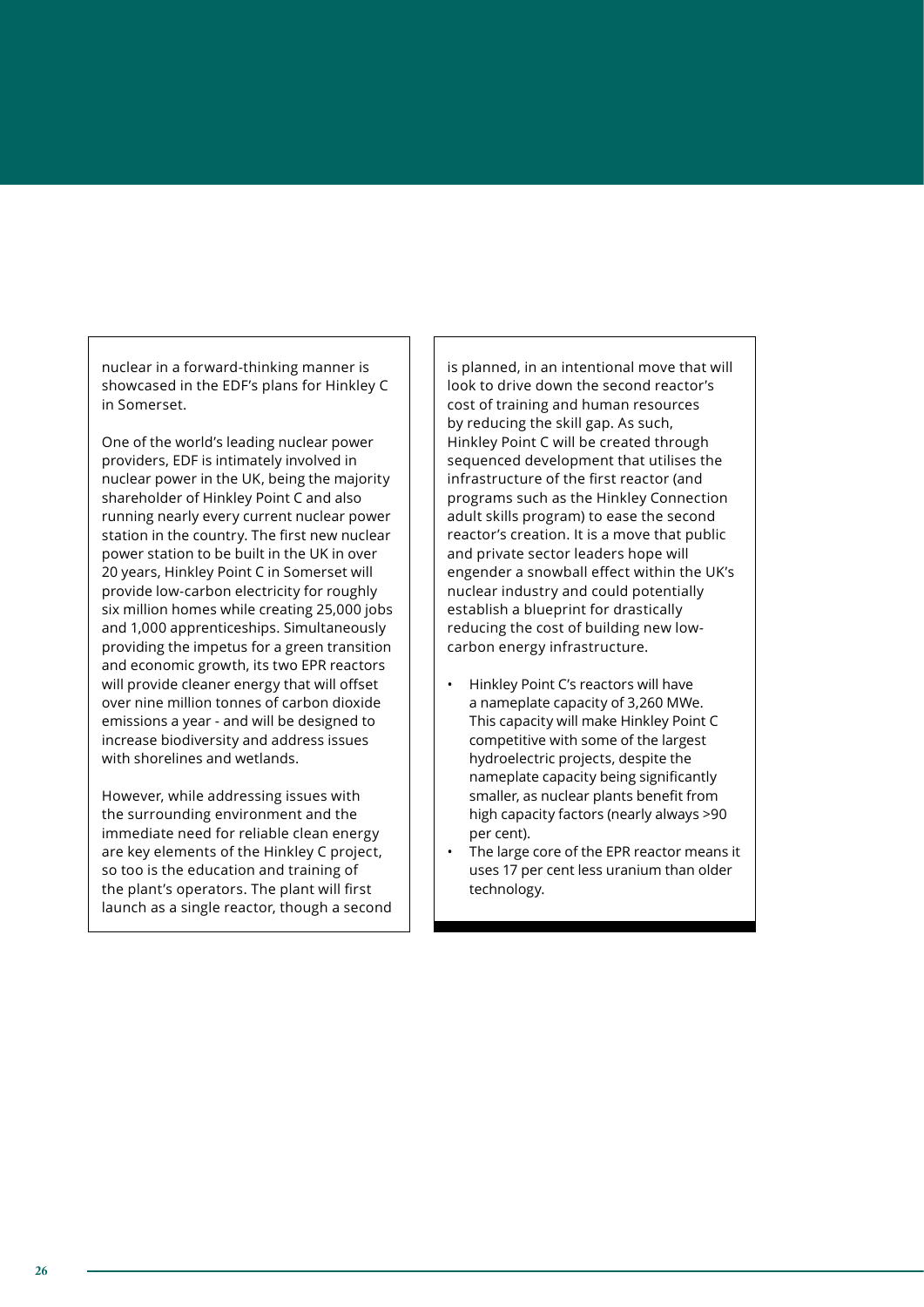nuclear in a forward-thinking manner is showcased in the EDF's plans for Hinkley C in Somerset.

One of the world's leading nuclear power providers, EDF is intimately involved in nuclear power in the UK, being the majority shareholder of Hinkley Point C and also running nearly every current nuclear power station in the country. The first new nuclear power station to be built in the UK in over 20 years, Hinkley Point C in Somerset will provide low-carbon electricity for roughly six million homes while creating 25,000 jobs and 1,000 apprenticeships. Simultaneously providing the impetus for a green transition and economic growth, its two EPR reactors will provide cleaner energy that will offset over nine million tonnes of carbon dioxide emissions a year - and will be designed to increase biodiversity and address issues with shorelines and wetlands.

However, while addressing issues with the surrounding environment and the immediate need for reliable clean energy are key elements of the Hinkley C project, so too is the education and training of the plant's operators. The plant will first launch as a single reactor, though a second is planned, in an intentional move that will look to drive down the second reactor's cost of training and human resources by reducing the skill gap. As such, Hinkley Point C will be created through sequenced development that utilises the infrastructure of the first reactor (and programs such as the Hinkley Connection adult skills program) to ease the second reactor's creation. It is a move that public and private sector leaders hope will engender a snowball effect within the UK's nuclear industry and could potentially establish a blueprint for drastically reducing the cost of building new low-carbon energy infrastructure.

- Hinkley Point C's reactors will have a nameplate capacity of 3,260 MWe. This capacity will make Hinkley Point C competitive with some of the largest hydroelectric projects, despite the nameplate capacity being significantly smaller, as nuclear plants benefit from high capacity factors (nearly always >90 per cent).
- The large core of the EPR reactor means it uses 17 per cent less uranium than older technology.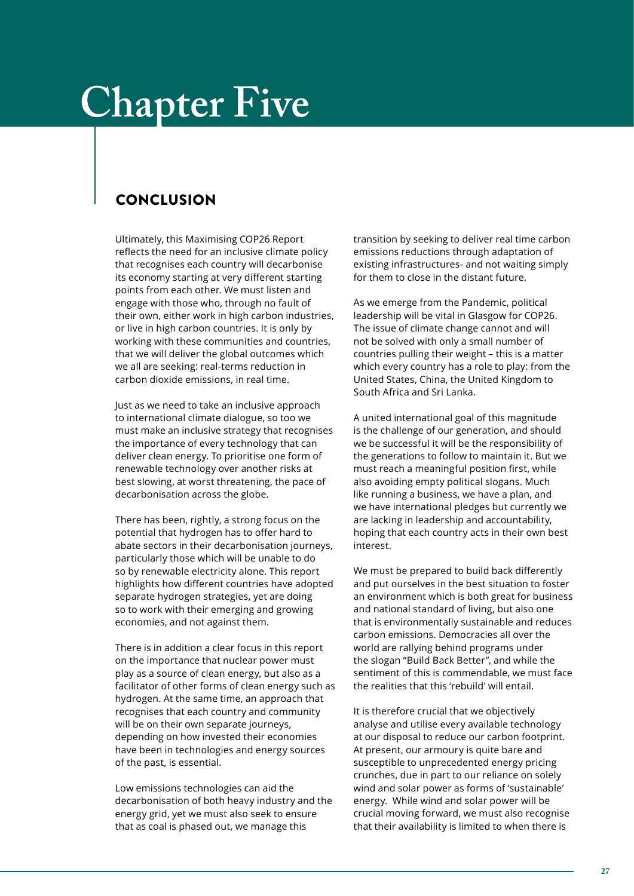# Chapter Five

## CONCLUSION

Ultimately, this Maximising COP26 Report reflects the need for an inclusive climate policy that recognises each country will decarbonise its economy starting at very different starting points from each other. We must listen and engage with those who, through no fault of their own, either work in high carbon industries, or live in high carbon countries. It is only by working with these communities and countries, that we will deliver the global outcomes which we all are seeking: real-terms reduction in carbon dioxide emissions, in real time.

Just as we need to take an inclusive approach to international climate dialogue, so too we must make an inclusive strategy that recognises the importance of every technology that can deliver clean energy. To prioritise one form of renewable technology over another risks at best slowing, at worst threatening, the pace of decarbonisation across the globe.

There has been, rightly, a strong focus on the potential that hydrogen has to offer hard to abate sectors in their decarbonisation journeys, particularly those which will be unable to do so by renewable electricity alone. This report highlights how different countries have adopted separate hydrogen strategies, yet are doing so to work with their emerging and growing economies, and not against them.

There is in addition a clear focus in this report on the importance that nuclear power must play as a source of clean energy, but also as a facilitator of other forms of clean energy such as hydrogen. At the same time, an approach that recognises that each country and community will be on their own separate journeys, depending on how invested their economies have been in technologies and energy sources of the past, is essential.

Low emissions technologies can aid the decarbonisation of both heavy industry and the energy grid, yet we must also seek to ensure that as coal is phased out, we manage this transition by seeking to deliver real time carbon emissions reductions through adaptation of existing infrastructures- and not waiting simply for them to close in the distant future.

As we emerge from the Pandemic, political leadership will be vital in Glasgow for COP26. The issue of climate change cannot and will not be solved with only a small number of countries pulling their weight – this is a matter which every country has a role to play: from the United States, China, the United Kingdom to South Africa and Sri Lanka.

A united international goal of this magnitude is the challenge of our generation, and should we be successful it will be the responsibility of the generations to follow to maintain it. But we must reach a meaningful position first, while also avoiding empty political slogans. Much like running a business, we have a plan, and we have international pledges but currently we are lacking in leadership and accountability, hoping that each country acts in their own best interest.

We must be prepared to build back differently and put ourselves in the best situation to foster an environment which is both great for business and national standard of living, but also one that is environmentally sustainable and reduces carbon emissions. Democracies all over the world are rallying behind programs under the slogan "Build Back Better", and while the sentiment of this is commendable, we must face the realities that this 'rebuild' will entail.

It is therefore crucial that we objectively analyse and utilise every available technology at our disposal to reduce our carbon footprint. At present, our armoury is quite bare and susceptible to unprecedented energy pricing crunches, due in part to our reliance on solely wind and solar power as forms of 'sustainable' energy. While wind and solar power will be crucial moving forward, we must also recognise that their availability is limited to when there is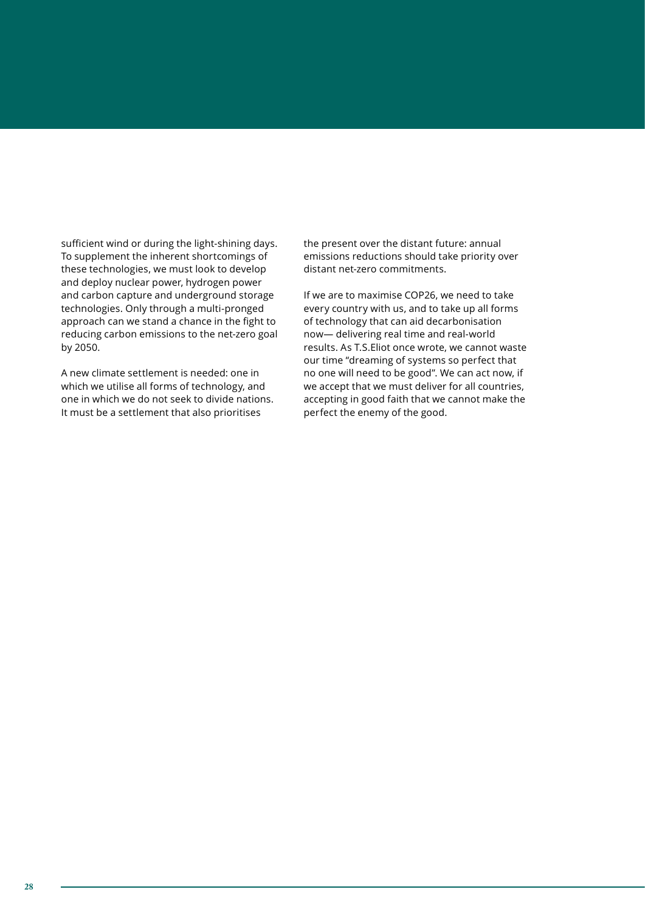sufficient wind or during the light-shining days. To supplement the inherent shortcomings of these technologies, we must look to develop and deploy nuclear power, hydrogen power and carbon capture and underground storage technologies. Only through a multi-pronged approach can we stand a chance in the fight to reducing carbon emissions to the net-zero goal by 2050.

A new climate settlement is needed: one in which we utilise all forms of technology, and one in which we do not seek to divide nations. It must be a settlement that also prioritises the present over the distant future: annual emissions reductions should take priority over distant net-zero commitments.

If we are to maximise COP26, we need to take every country with us, and to take up all forms of technology that can aid decarbonisation now— delivering real time and real-world results. As T.S.Eliot once wrote, we cannot waste our time "dreaming of systems so perfect that no one will need to be good". We can act now, if we accept that we must deliver for all countries, accepting in good faith that we cannot make the perfect the enemy of the good.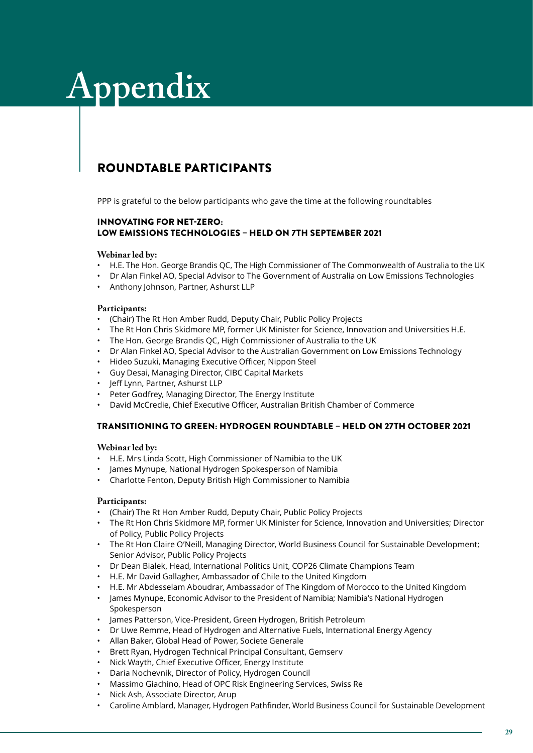# Appendix

## ROUNDTABLE PARTICIPANTS

PPP is grateful to the below participants who gave the time at the following roundtables

### INNOVATING FOR NET-ZERO: LOW EMISSIONS TECHNOLOGIES – HELD ON 7TH SEPTEMBER 2021

**Webinar led by:**

- H.E. The Hon. George Brandis QC, The High Commissioner of The Commonwealth of Australia to the UK
- Dr Alan Finkel AO, Special Advisor to The Government of Australia on Low Emissions Technologies
- Anthony Johnson, Partner, Ashurst LLP

**Participants:**

- (Chair) The Rt Hon Amber Rudd, Deputy Chair, Public Policy Projects
- The Rt Hon Chris Skidmore MP, former UK Minister for Science, Innovation and Universities H.E.
- The Hon. George Brandis QC, High Commissioner of Australia to the UK
- Dr Alan Finkel AO, Special Advisor to the Australian Government on Low Emissions Technology
- Hideo Suzuki, Managing Executive Officer, Nippon Steel
- Guy Desai, Managing Director, CIBC Capital Markets
- Jeff Lynn, Partner, Ashurst LLP
- Peter Godfrey, Managing Director, The Energy Institute
- David McCredie, Chief Executive Officer, Australian British Chamber of Commerce

### TRANSITIONING TO GREEN: HYDROGEN ROUNDTABLE – HELD ON 27TH OCTOBER 2021

**Webinar led by:**

- H.E. Mrs Linda Scott, High Commissioner of Namibia to the UK
- James Mynupe, National Hydrogen Spokesperson of Namibia
- Charlotte Fenton, Deputy British High Commissioner to Namibia

**Participants:**

- (Chair) The Rt Hon Amber Rudd, Deputy Chair, Public Policy Projects
- The Rt Hon Chris Skidmore MP, former UK Minister for Science, Innovation and Universities; Director of Policy, Public Policy Projects
- The Rt Hon Claire O'Neill, Managing Director, World Business Council for Sustainable Development; Senior Advisor, Public Policy Projects
- Dr Dean Bialek, Head, International Politics Unit, COP26 Climate Champions Team
- H.E. Mr David Gallagher, Ambassador of Chile to the United Kingdom
- H.E. Mr Abdesselam Aboudrar, Ambassador of The Kingdom of Morocco to the United Kingdom
- James Mynupe, Economic Advisor to the President of Namibia; Namibia's National Hydrogen Spokesperson
- James Patterson, Vice-President, Green Hydrogen, British Petroleum
- Dr Uwe Remme, Head of Hydrogen and Alternative Fuels, International Energy Agency
- Allan Baker, Global Head of Power, Societe Generale
- Brett Ryan, Hydrogen Technical Principal Consultant, Gemserv
- Nick Wayth, Chief Executive Officer, Energy Institute
- Daria Nochevnik, Director of Policy, Hydrogen Council
- Massimo Giachino, Head of OPC Risk Engineering Services, Swiss Re
- Nick Ash, Associate Director, Arup
- Caroline Amblard, Manager, Hydrogen Pathfinder, World Business Council for Sustainable Development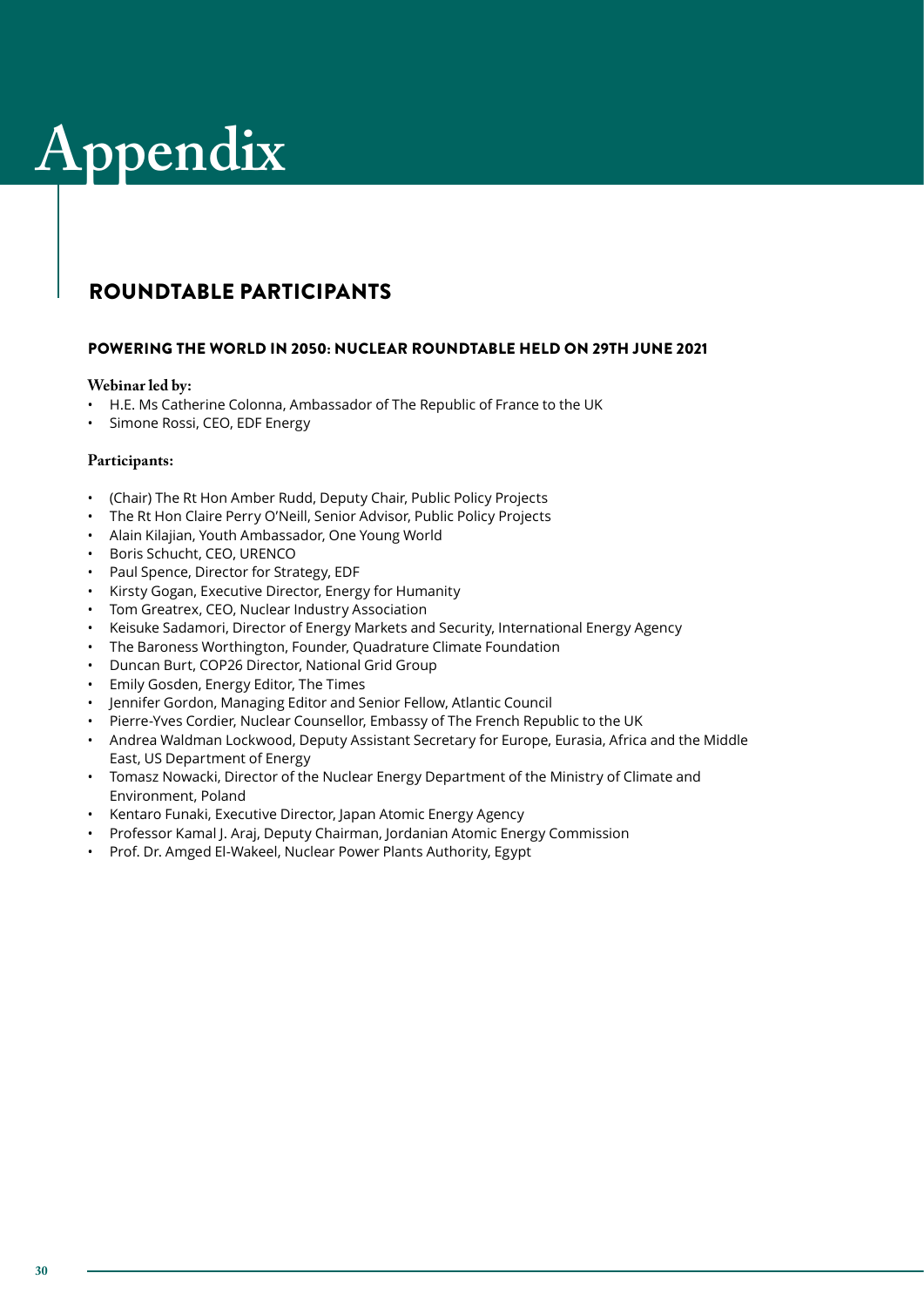# Appendix

## ROUNDTABLE PARTICIPANTS

### POWERING THE WORLD IN 2050: NUCLEAR ROUNDTABLE HELD ON 29TH JUNE 2021

**Webinar led by:**

- H.E. Ms Catherine Colonna, Ambassador of The Republic of France to the UK
- Simone Rossi, CEO, EDF Energy

**Participants:**

- (Chair) The Rt Hon Amber Rudd, Deputy Chair, Public Policy Projects
- The Rt Hon Claire Perry O'Neill, Senior Advisor, Public Policy Projects
- Alain Kilajian, Youth Ambassador, One Young World
- Boris Schucht, CEO, URENCO
- Paul Spence, Director for Strategy, EDF
- Kirsty Gogan, Executive Director, Energy for Humanity
- Tom Greatrex, CEO, Nuclear Industry Association
- Keisuke Sadamori, Director of Energy Markets and Security, International Energy Agency
- The Baroness Worthington, Founder, Quadrature Climate Foundation
- Duncan Burt, COP26 Director, National Grid Group
- Emily Gosden, Energy Editor, The Times
- Jennifer Gordon, Managing Editor and Senior Fellow, Atlantic Council
- Pierre-Yves Cordier, Nuclear Counsellor, Embassy of The French Republic to the UK
- Andrea Waldman Lockwood, Deputy Assistant Secretary for Europe, Eurasia, Africa and the Middle East, US Department of Energy
- Tomasz Nowacki, Director of the Nuclear Energy Department of the Ministry of Climate and Environment, Poland
- Kentaro Funaki, Executive Director, Japan Atomic Energy Agency
- Professor Kamal J. Araj, Deputy Chairman, Jordanian Atomic Energy Commission
- Prof. Dr. Amged El-Wakeel, Nuclear Power Plants Authority, Egypt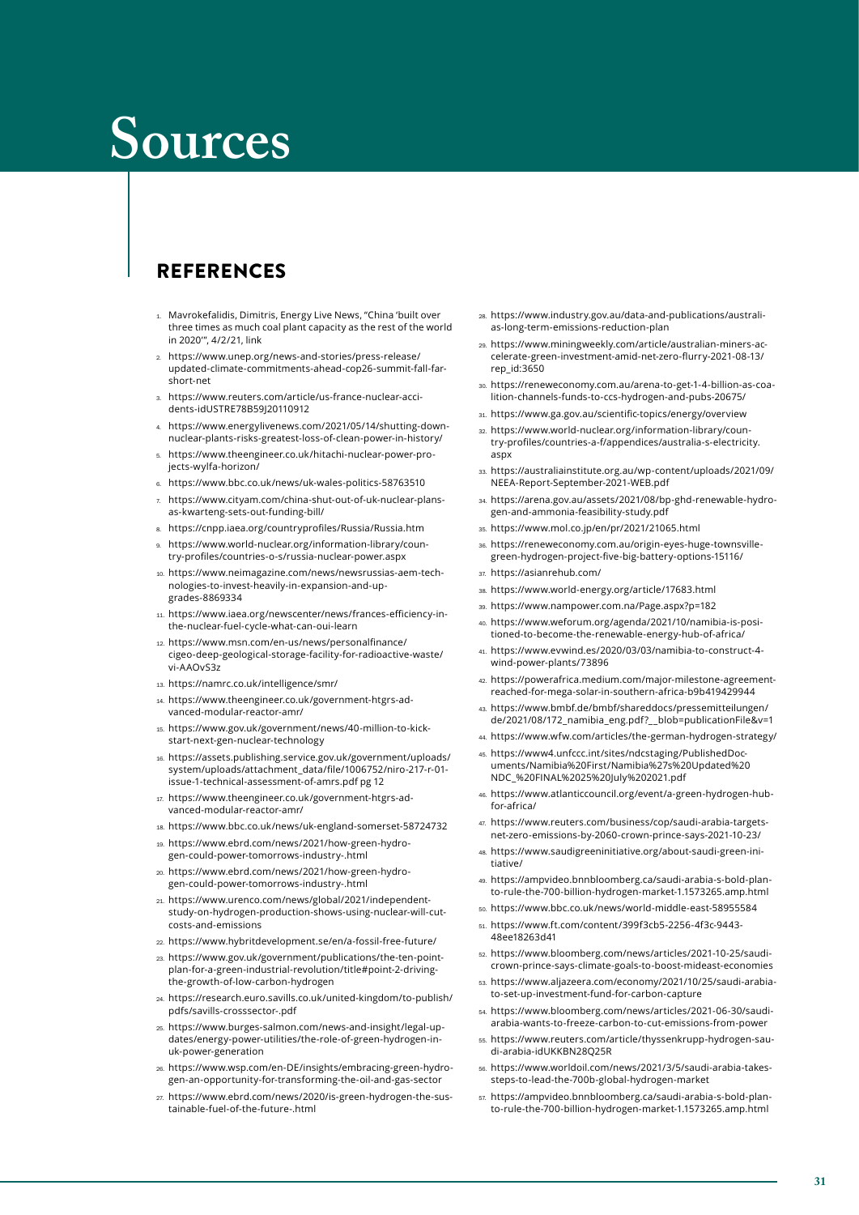# Sources

## REFERENCES

1. Mavrokefalidis, Dimitris, Energy Live News, "China 'built over three times as much coal plant capacity as the rest of the world in 2020'", 4/2/21, link
2. https://www.unep.org/news-and-stories/press-release/updated-climate-commitments-ahead-cop26-summit-fall-far-short-net
3. https://www.reuters.com/article/us-france-nuclear-accidents-idUSTRE78B59J20110912
4. https://www.energylivenews.com/2021/05/14/shutting-down-nuclear-plants-risks-greatest-loss-of-clean-power-in-history/
5. https://www.theengineer.co.uk/hitachi-nuclear-power-projects-wylfa-horizon/
6. https://www.bbc.co.uk/news/uk-wales-politics-58763510
7. https://www.cityam.com/china-shut-out-of-uk-nuclear-plans-as-kwarteng-sets-out-funding-bill/
8. https://cnpp.iaea.org/countryprofiles/Russia/Russia.htm
9. https://www.world-nuclear.org/information-library/country-profiles/countries-o-s/russia-nuclear-power.aspx
10. https://www.neimagazine.com/news/newsrussias-aem-technologies-to-invest-heavily-in-expansion-and-upgrades-8869334
11. https://www.iaea.org/newscenter/news/frances-efficiency-in-the-nuclear-fuel-cycle-what-can-oui-learn
12. https://www.msn.com/en-us/news/personalfinance/cigeo-deep-geological-storage-facility-for-radioactive-waste/vi-AAOvS3z
13. https://namrc.co.uk/intelligence/smr/
14. https://www.theengineer.co.uk/government-htgrs-advanced-modular-reactor-amr/
15. https://www.gov.uk/government/news/40-million-to-kick-start-next-gen-nuclear-technology
16. https://assets.publishing.service.gov.uk/government/uploads/system/uploads/attachment_data/file/1006752/niro-217-r-01-issue-1-technical-assessment-of-amrs.pdf pg 12
17. https://www.theengineer.co.uk/government-htgrs-advanced-modular-reactor-amr/
18. https://www.bbc.co.uk/news/uk-england-somerset-58724732
19. https://www.ebrd.com/news/2021/how-green-hydrogen-could-power-tomorrows-industry-.html
20. https://www.ebrd.com/news/2021/how-green-hydrogen-could-power-tomorrows-industry-.html
21. https://www.urenco.com/news/global/2021/independent-study-on-hydrogen-production-shows-using-nuclear-will-cut-costs-and-emissions
22. https://www.hybritdevelopment.se/en/a-fossil-free-future/
23. https://www.gov.uk/government/publications/the-ten-point-plan-for-a-green-industrial-revolution/title#point-2-driving-the-growth-of-low-carbon-hydrogen
24. https://research.euro.savills.co.uk/united-kingdom/to-publish/pdfs/savills-crosssector-.pdf
25. https://www.burges-salmon.com/news-and-insight/legal-updates/energy-power-utilities/the-role-of-green-hydrogen-in-uk-power-generation
26. https://www.wsp.com/en-DE/insights/embracing-green-hydrogen-an-opportunity-for-transforming-the-oil-and-gas-sector
27. https://www.ebrd.com/news/2020/is-green-hydrogen-the-sustainable-fuel-of-the-future-.html
28. https://www.industry.gov.au/data-and-publications/australias-long-term-emissions-reduction-plan
29. https://www.miningweekly.com/article/australian-miners-accelerate-green-investment-amid-net-zero-flurry-2021-08-13/rep_id:3650
30. https://reneweconomy.com.au/arena-to-get-1-4-billion-as-coalition-channels-funds-to-ccs-hydrogen-and-pubs-20675/
31. https://www.ga.gov.au/scientific-topics/energy/overview
32. https://www.world-nuclear.org/information-library/country-profiles/countries-a-f/appendices/australia-s-electricity.aspx
33. https://australiainstitute.org.au/wp-content/uploads/2021/09/NEEA-Report-September-2021-WEB.pdf
34. https://arena.gov.au/assets/2021/08/bp-ghd-renewable-hydrogen-and-ammonia-feasibility-study.pdf
35. https://www.mol.co.jp/en/pr/2021/21065.html
36. https://reneweconomy.com.au/origin-eyes-huge-townsville-green-hydrogen-project-five-big-battery-options-15116/
37. https://asianrehub.com/
38. https://www.world-energy.org/article/17683.html
39. https://www.nampower.com.na/Page.aspx?p=182
40. https://www.weforum.org/agenda/2021/10/namibia-is-positioned-to-become-the-renewable-energy-hub-of-africa/
41. https://www.evwind.es/2020/03/03/namibia-to-construct-4-wind-power-plants/73896
42. https://powerafrica.medium.com/major-milestone-agreement-reached-for-mega-solar-in-southern-africa-b9b419429944
43. https://www.bmbf.de/bmbf/shareddocs/pressemitteilungen/de/2021/08/172_namibia_eng.pdf?__blob=publicationFile&v=1
44. https://www.wfw.com/articles/the-german-hydrogen-strategy/
45. https://www4.unfccc.int/sites/ndcstaging/PublishedDocuments/Namibia%20First/Namibia%27s%20Updated%20NDC_%20FINAL%2025%20July%202021.pdf
46. https://www.atlanticcouncil.org/event/a-green-hydrogen-hub-for-africa/
47. https://www.reuters.com/business/cop/saudi-arabia-targets-net-zero-emissions-by-2060-crown-prince-says-2021-10-23/
48. https://www.saudigreeninitiative.org/about-saudi-green-initiative/
49. https://ampvideo.bnnbloomberg.ca/saudi-arabia-s-bold-plan-to-rule-the-700-billion-hydrogen-market-1.1573265.amp.html
50. https://www.bbc.co.uk/news/world-middle-east-58955584
51. https://www.ft.com/content/399f3cb5-2256-4f3c-9443-48ee18263d41
52. https://www.bloomberg.com/news/articles/2021-10-25/saudi-crown-prince-says-climate-goals-to-boost-mideast-economies
53. https://www.aljazeera.com/economy/2021/10/25/saudi-arabia-to-set-up-investment-fund-for-carbon-capture
54. https://www.bloomberg.com/news/articles/2021-06-30/saudi-arabia-wants-to-freeze-carbon-to-cut-emissions-from-power
55. https://www.reuters.com/article/thyssenkrupp-hydrogen-saudi-arabia-idUKKBN28Q25R
56. https://www.worldoil.com/news/2021/3/5/saudi-arabia-takes-steps-to-lead-the-700b-global-hydrogen-market
57. https://ampvideo.bnnbloomberg.ca/saudi-arabia-s-bold-plan-to-rule-the-700-billion-hydrogen-market-1.1573265.amp.html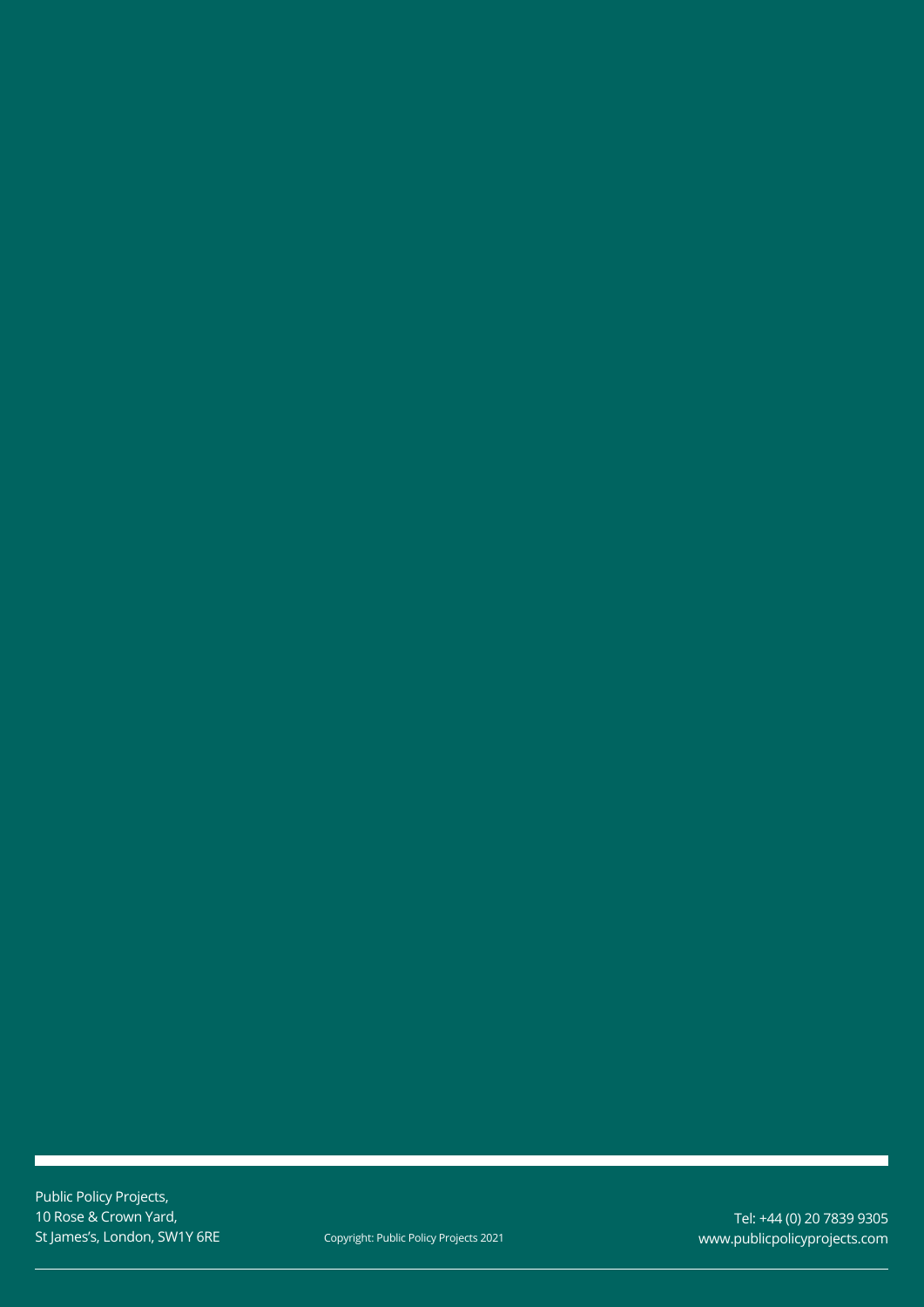Public Policy Projects,
10 Rose & Crown Yard,
St James's, London, SW1Y 6RE

Copyright: Public Policy Projects 2021

Tel: +44 (0) 20 7839 9305
www.publicpolicyprojects.com